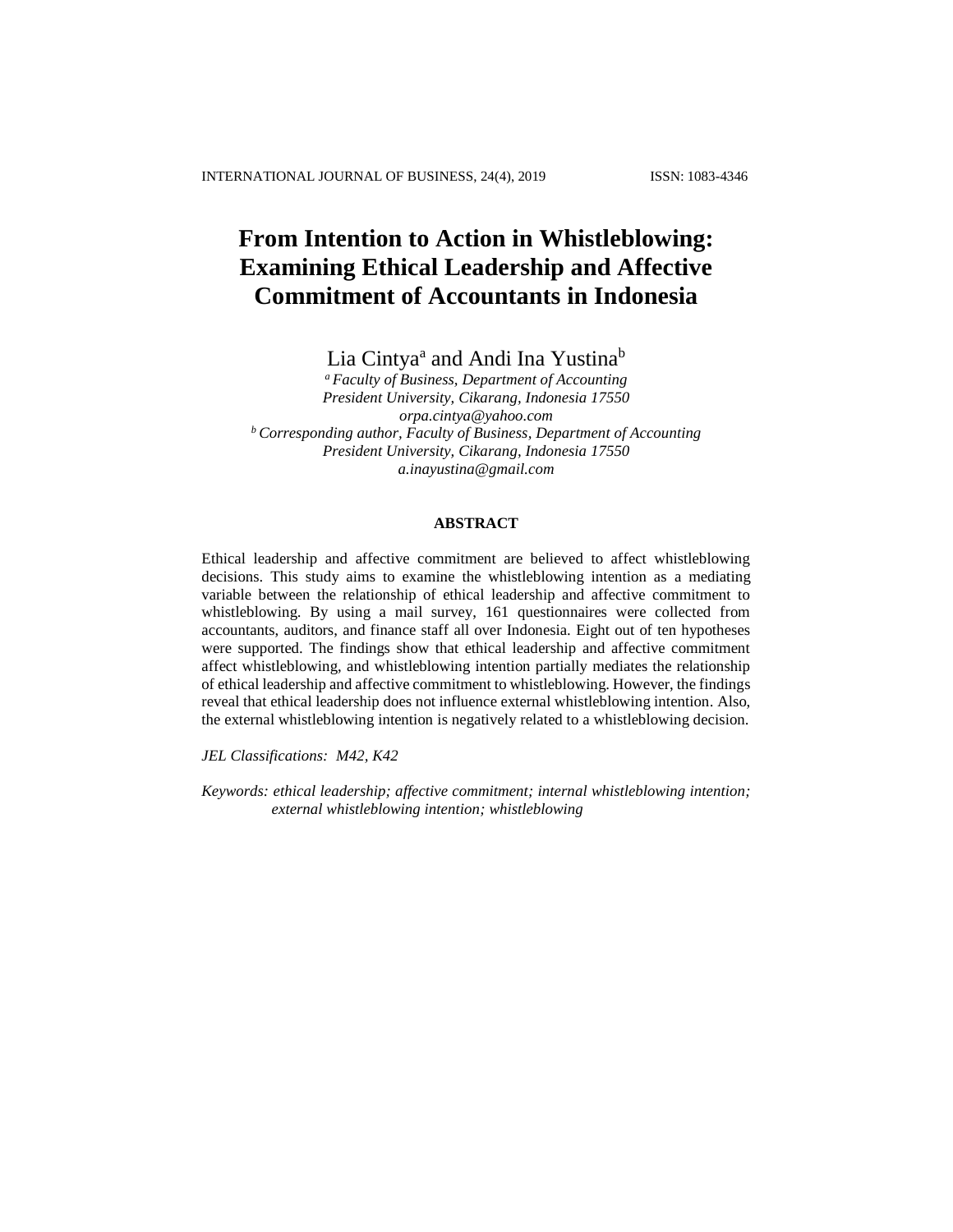# From Intention to Action in Whistleblowing: Examining Ethical Leadership and Affective Commitment of Accountants in Indonesia

Lia Cintya[a] and Andi Ina Yustina[b]

*[a] Faculty of Business, Department of Accounting*
*President University, Cikarang, Indonesia 17550*
*orpa.cintya@yahoo.com*
*[b] Corresponding author, Faculty of Business, Department of Accounting*
*President University, Cikarang, Indonesia 17550*
*a.inayustina@gmail.com*

## ABSTRACT

Ethical leadership and affective commitment are believed to affect whistleblowing decisions. This study aims to examine the whistleblowing intention as a mediating variable between the relationship of ethical leadership and affective commitment to whistleblowing. By using a mail survey, 161 questionnaires were collected from accountants, auditors, and finance staff all over Indonesia. Eight out of ten hypotheses were supported. The findings show that ethical leadership and affective commitment affect whistleblowing, and whistleblowing intention partially mediates the relationship of ethical leadership and affective commitment to whistleblowing. However, the findings reveal that ethical leadership does not influence external whistleblowing intention. Also, the external whistleblowing intention is negatively related to a whistleblowing decision.

*JEL Classifications: M42, K42*

*Keywords: ethical leadership; affective commitment; internal whistleblowing intention; external whistleblowing intention; whistleblowing*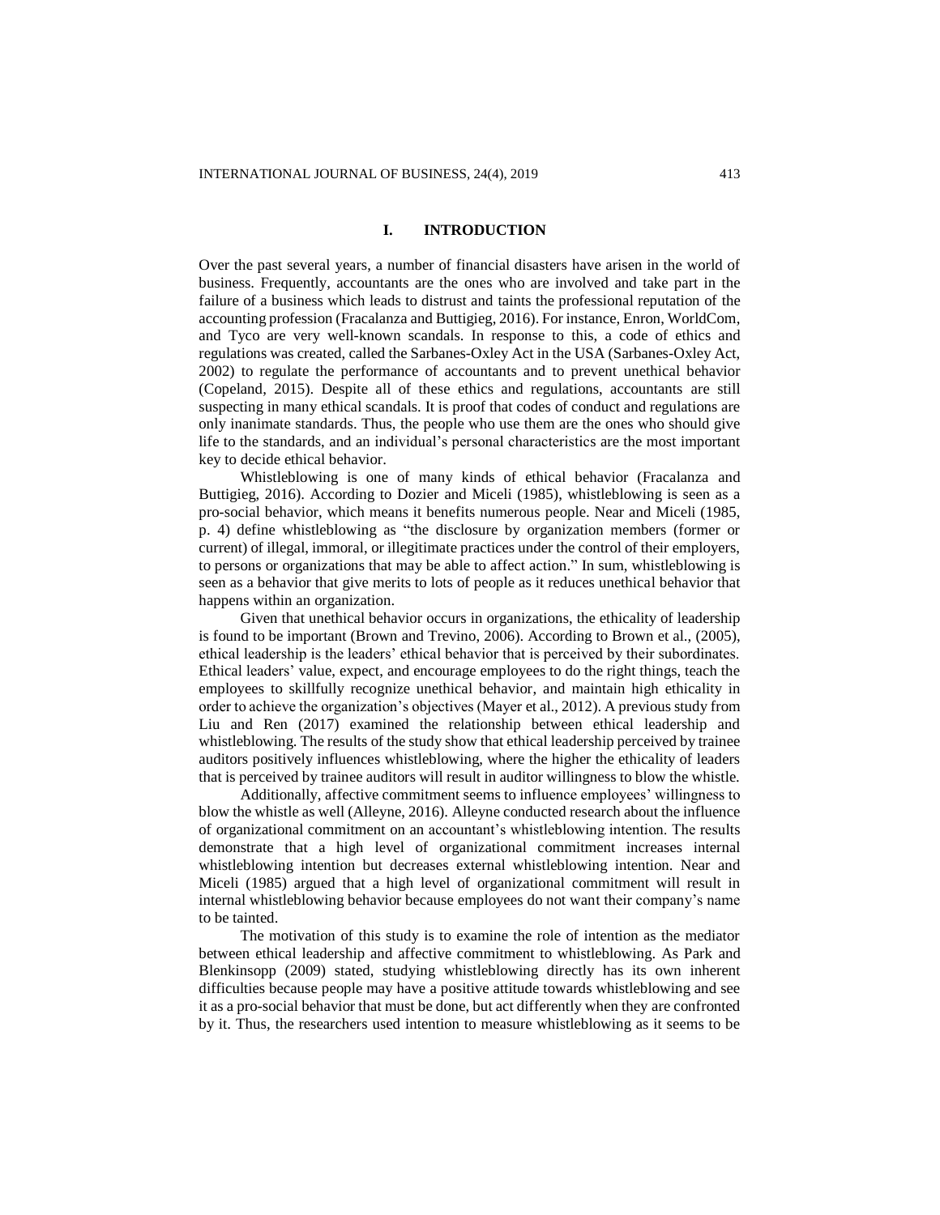# I. INTRODUCTION

Over the past several years, a number of financial disasters have arisen in the world of business. Frequently, accountants are the ones who are involved and take part in the failure of a business which leads to distrust and taints the professional reputation of the accounting profession (Fracalanza and Buttigieg, 2016). For instance, Enron, WorldCom, and Tyco are very well-known scandals. In response to this, a code of ethics and regulations was created, called the Sarbanes-Oxley Act in the USA (Sarbanes-Oxley Act, 2002) to regulate the performance of accountants and to prevent unethical behavior (Copeland, 2015). Despite all of these ethics and regulations, accountants are still suspecting in many ethical scandals. It is proof that codes of conduct and regulations are only inanimate standards. Thus, the people who use them are the ones who should give life to the standards, and an individual's personal characteristics are the most important key to decide ethical behavior.

Whistleblowing is one of many kinds of ethical behavior (Fracalanza and Buttigieg, 2016). According to Dozier and Miceli (1985), whistleblowing is seen as a pro-social behavior, which means it benefits numerous people. Near and Miceli (1985, p. 4) define whistleblowing as "the disclosure by organization members (former or current) of illegal, immoral, or illegitimate practices under the control of their employers, to persons or organizations that may be able to affect action." In sum, whistleblowing is seen as a behavior that give merits to lots of people as it reduces unethical behavior that happens within an organization.

Given that unethical behavior occurs in organizations, the ethicality of leadership is found to be important (Brown and Trevino, 2006). According to Brown et al., (2005), ethical leadership is the leaders' ethical behavior that is perceived by their subordinates. Ethical leaders' value, expect, and encourage employees to do the right things, teach the employees to skillfully recognize unethical behavior, and maintain high ethicality in order to achieve the organization's objectives (Mayer et al., 2012). A previous study from Liu and Ren (2017) examined the relationship between ethical leadership and whistleblowing. The results of the study show that ethical leadership perceived by trainee auditors positively influences whistleblowing, where the higher the ethicality of leaders that is perceived by trainee auditors will result in auditor willingness to blow the whistle.

Additionally, affective commitment seems to influence employees' willingness to blow the whistle as well (Alleyne, 2016). Alleyne conducted research about the influence of organizational commitment on an accountant's whistleblowing intention. The results demonstrate that a high level of organizational commitment increases internal whistleblowing intention but decreases external whistleblowing intention. Near and Miceli (1985) argued that a high level of organizational commitment will result in internal whistleblowing behavior because employees do not want their company's name to be tainted.

The motivation of this study is to examine the role of intention as the mediator between ethical leadership and affective commitment to whistleblowing. As Park and Blenkinsopp (2009) stated, studying whistleblowing directly has its own inherent difficulties because people may have a positive attitude towards whistleblowing and see it as a pro-social behavior that must be done, but act differently when they are confronted by it. Thus, the researchers used intention to measure whistleblowing as it seems to be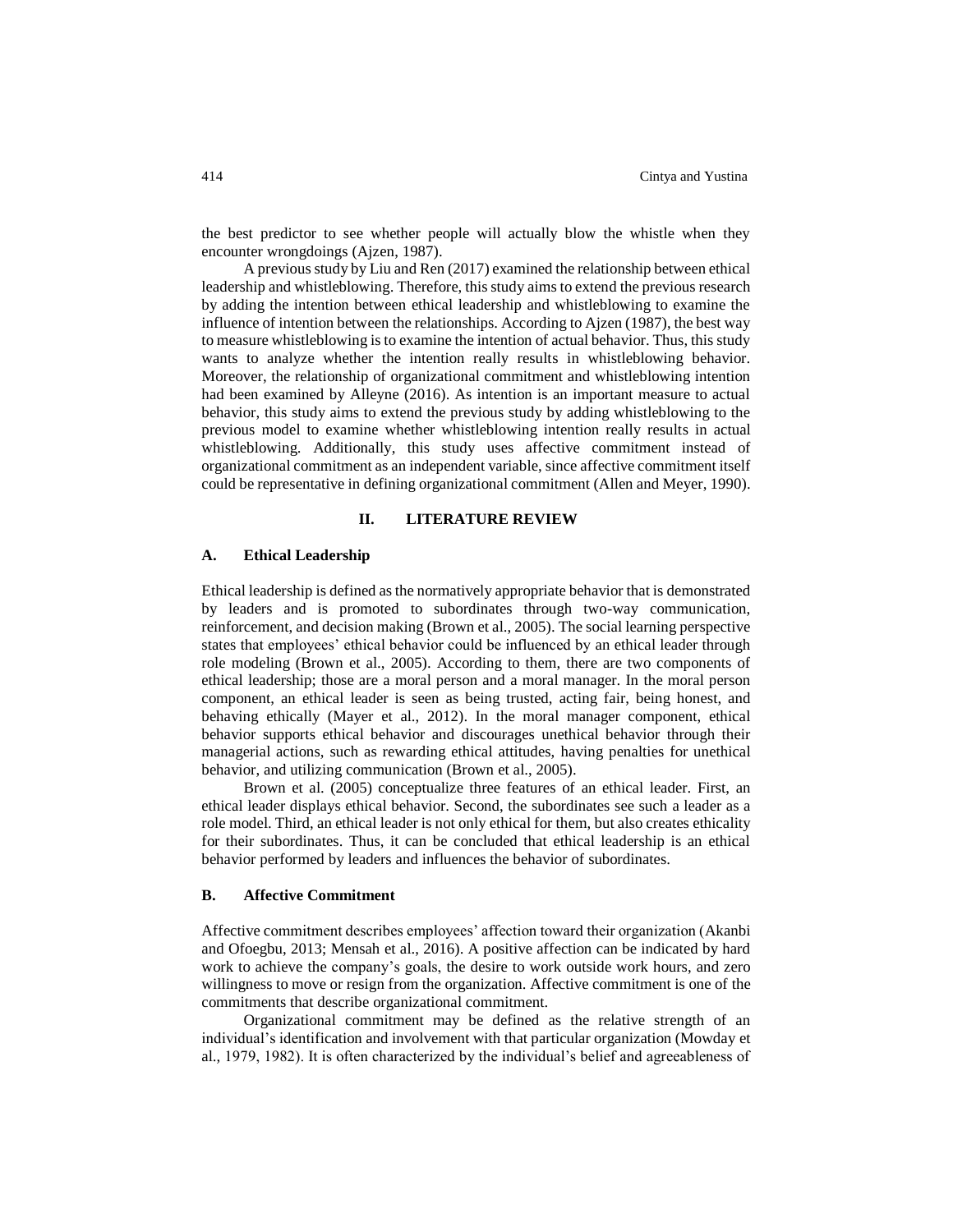the best predictor to see whether people will actually blow the whistle when they encounter wrongdoings (Ajzen, 1987).

A previous study by Liu and Ren (2017) examined the relationship between ethical leadership and whistleblowing. Therefore, this study aims to extend the previous research by adding the intention between ethical leadership and whistleblowing to examine the influence of intention between the relationships. According to Ajzen (1987), the best way to measure whistleblowing is to examine the intention of actual behavior. Thus, this study wants to analyze whether the intention really results in whistleblowing behavior. Moreover, the relationship of organizational commitment and whistleblowing intention had been examined by Alleyne (2016). As intention is an important measure to actual behavior, this study aims to extend the previous study by adding whistleblowing to the previous model to examine whether whistleblowing intention really results in actual whistleblowing. Additionally, this study uses affective commitment instead of organizational commitment as an independent variable, since affective commitment itself could be representative in defining organizational commitment (Allen and Meyer, 1990).

## II. LITERATURE REVIEW

### A. Ethical Leadership

Ethical leadership is defined as the normatively appropriate behavior that is demonstrated by leaders and is promoted to subordinates through two-way communication, reinforcement, and decision making (Brown et al., 2005). The social learning perspective states that employees' ethical behavior could be influenced by an ethical leader through role modeling (Brown et al., 2005). According to them, there are two components of ethical leadership; those are a moral person and a moral manager. In the moral person component, an ethical leader is seen as being trusted, acting fair, being honest, and behaving ethically (Mayer et al., 2012). In the moral manager component, ethical behavior supports ethical behavior and discourages unethical behavior through their managerial actions, such as rewarding ethical attitudes, having penalties for unethical behavior, and utilizing communication (Brown et al., 2005).

Brown et al. (2005) conceptualize three features of an ethical leader. First, an ethical leader displays ethical behavior. Second, the subordinates see such a leader as a role model. Third, an ethical leader is not only ethical for them, but also creates ethicality for their subordinates. Thus, it can be concluded that ethical leadership is an ethical behavior performed by leaders and influences the behavior of subordinates.

### B. Affective Commitment

Affective commitment describes employees' affection toward their organization (Akanbi and Ofoegbu, 2013; Mensah et al., 2016). A positive affection can be indicated by hard work to achieve the company's goals, the desire to work outside work hours, and zero willingness to move or resign from the organization. Affective commitment is one of the commitments that describe organizational commitment.

Organizational commitment may be defined as the relative strength of an individual's identification and involvement with that particular organization (Mowday et al., 1979, 1982). It is often characterized by the individual's belief and agreeableness of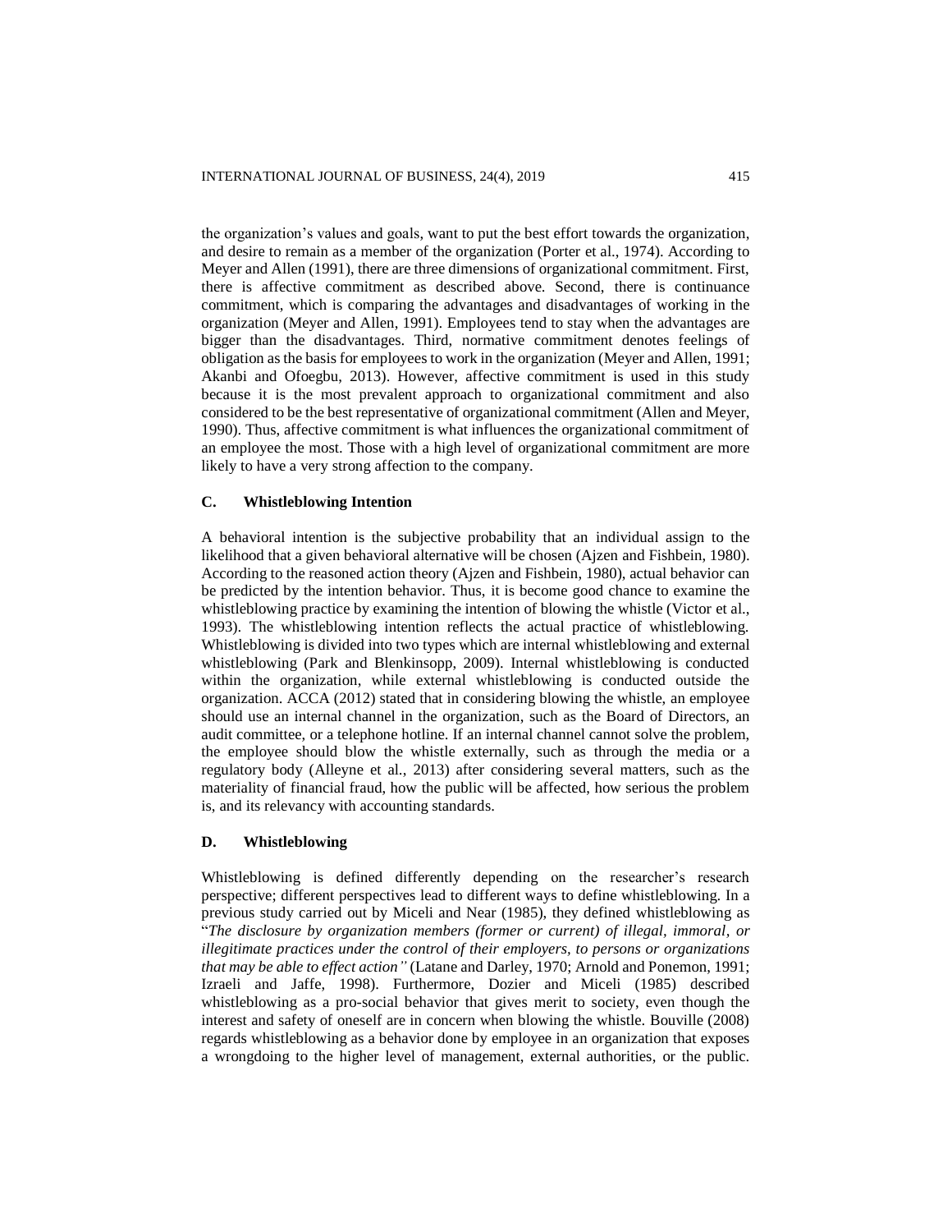the organization's values and goals, want to put the best effort towards the organization, and desire to remain as a member of the organization (Porter et al., 1974). According to Meyer and Allen (1991), there are three dimensions of organizational commitment. First, there is affective commitment as described above. Second, there is continuance commitment, which is comparing the advantages and disadvantages of working in the organization (Meyer and Allen, 1991). Employees tend to stay when the advantages are bigger than the disadvantages. Third, normative commitment denotes feelings of obligation as the basis for employees to work in the organization (Meyer and Allen, 1991; Akanbi and Ofoegbu, 2013). However, affective commitment is used in this study because it is the most prevalent approach to organizational commitment and also considered to be the best representative of organizational commitment (Allen and Meyer, 1990). Thus, affective commitment is what influences the organizational commitment of an employee the most. Those with a high level of organizational commitment are more likely to have a very strong affection to the company.

### C. Whistleblowing Intention

A behavioral intention is the subjective probability that an individual assign to the likelihood that a given behavioral alternative will be chosen (Ajzen and Fishbein, 1980). According to the reasoned action theory (Ajzen and Fishbein, 1980), actual behavior can be predicted by the intention behavior. Thus, it is become good chance to examine the whistleblowing practice by examining the intention of blowing the whistle (Victor et al., 1993). The whistleblowing intention reflects the actual practice of whistleblowing. Whistleblowing is divided into two types which are internal whistleblowing and external whistleblowing (Park and Blenkinsopp, 2009). Internal whistleblowing is conducted within the organization, while external whistleblowing is conducted outside the organization. ACCA (2012) stated that in considering blowing the whistle, an employee should use an internal channel in the organization, such as the Board of Directors, an audit committee, or a telephone hotline. If an internal channel cannot solve the problem, the employee should blow the whistle externally, such as through the media or a regulatory body (Alleyne et al., 2013) after considering several matters, such as the materiality of financial fraud, how the public will be affected, how serious the problem is, and its relevancy with accounting standards.

### D. Whistleblowing

Whistleblowing is defined differently depending on the researcher's research perspective; different perspectives lead to different ways to define whistleblowing. In a previous study carried out by Miceli and Near (1985), they defined whistleblowing as "*The disclosure by organization members (former or current) of illegal, immoral, or illegitimate practices under the control of their employers, to persons or organizations that may be able to effect action*" (Latane and Darley, 1970; Arnold and Ponemon, 1991; Izraeli and Jaffe, 1998). Furthermore, Dozier and Miceli (1985) described whistleblowing as a pro-social behavior that gives merit to society, even though the interest and safety of oneself are in concern when blowing the whistle. Bouville (2008) regards whistleblowing as a behavior done by employee in an organization that exposes a wrongdoing to the higher level of management, external authorities, or the public.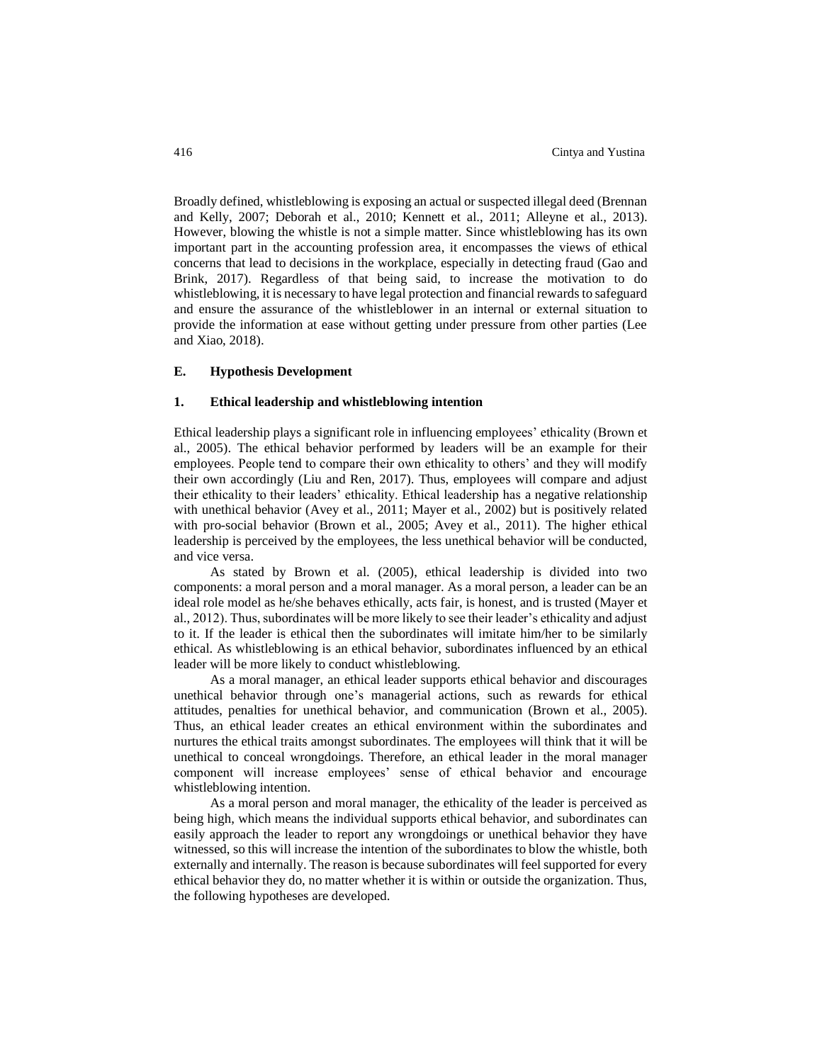Broadly defined, whistleblowing is exposing an actual or suspected illegal deed (Brennan and Kelly, 2007; Deborah et al., 2010; Kennett et al., 2011; Alleyne et al., 2013). However, blowing the whistle is not a simple matter. Since whistleblowing has its own important part in the accounting profession area, it encompasses the views of ethical concerns that lead to decisions in the workplace, especially in detecting fraud (Gao and Brink, 2017). Regardless of that being said, to increase the motivation to do whistleblowing, it is necessary to have legal protection and financial rewards to safeguard and ensure the assurance of the whistleblower in an internal or external situation to provide the information at ease without getting under pressure from other parties (Lee and Xiao, 2018).

## E. Hypothesis Development

### 1. Ethical leadership and whistleblowing intention

Ethical leadership plays a significant role in influencing employees' ethicality (Brown et al., 2005). The ethical behavior performed by leaders will be an example for their employees. People tend to compare their own ethicality to others' and they will modify their own accordingly (Liu and Ren, 2017). Thus, employees will compare and adjust their ethicality to their leaders' ethicality. Ethical leadership has a negative relationship with unethical behavior (Avey et al., 2011; Mayer et al., 2002) but is positively related with pro-social behavior (Brown et al., 2005; Avey et al., 2011). The higher ethical leadership is perceived by the employees, the less unethical behavior will be conducted, and vice versa.

As stated by Brown et al. (2005), ethical leadership is divided into two components: a moral person and a moral manager. As a moral person, a leader can be an ideal role model as he/she behaves ethically, acts fair, is honest, and is trusted (Mayer et al., 2012). Thus, subordinates will be more likely to see their leader's ethicality and adjust to it. If the leader is ethical then the subordinates will imitate him/her to be similarly ethical. As whistleblowing is an ethical behavior, subordinates influenced by an ethical leader will be more likely to conduct whistleblowing.

As a moral manager, an ethical leader supports ethical behavior and discourages unethical behavior through one's managerial actions, such as rewards for ethical attitudes, penalties for unethical behavior, and communication (Brown et al., 2005). Thus, an ethical leader creates an ethical environment within the subordinates and nurtures the ethical traits amongst subordinates. The employees will think that it will be unethical to conceal wrongdoings. Therefore, an ethical leader in the moral manager component will increase employees' sense of ethical behavior and encourage whistleblowing intention.

As a moral person and moral manager, the ethicality of the leader is perceived as being high, which means the individual supports ethical behavior, and subordinates can easily approach the leader to report any wrongdoings or unethical behavior they have witnessed, so this will increase the intention of the subordinates to blow the whistle, both externally and internally. The reason is because subordinates will feel supported for every ethical behavior they do, no matter whether it is within or outside the organization. Thus, the following hypotheses are developed.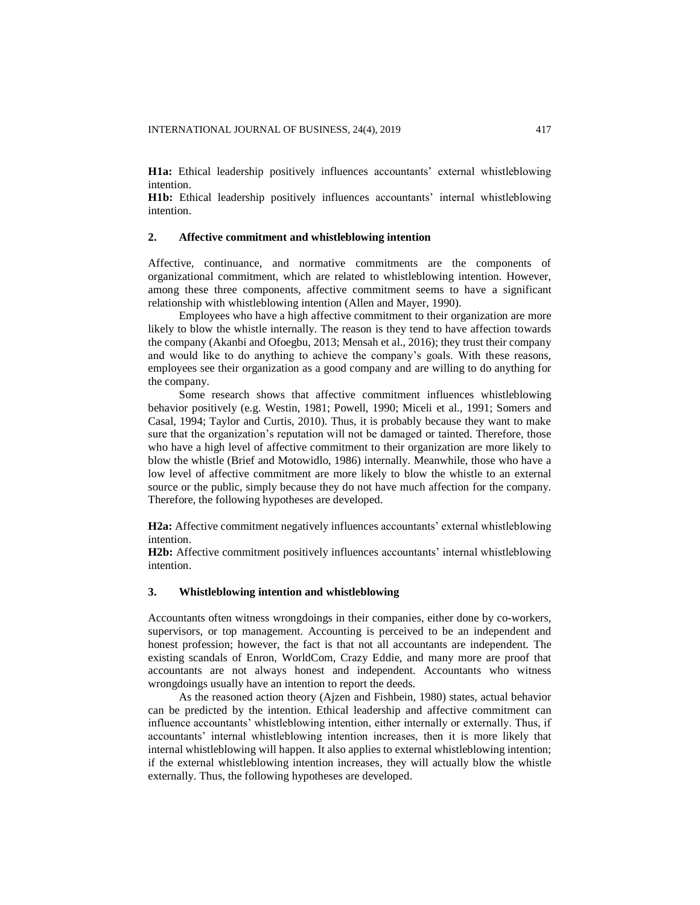**H1a:** Ethical leadership positively influences accountants' external whistleblowing intention.
**H1b:** Ethical leadership positively influences accountants' internal whistleblowing intention.

## 2. Affective commitment and whistleblowing intention

Affective, continuance, and normative commitments are the components of organizational commitment, which are related to whistleblowing intention. However, among these three components, affective commitment seems to have a significant relationship with whistleblowing intention (Allen and Mayer, 1990).

Employees who have a high affective commitment to their organization are more likely to blow the whistle internally. The reason is they tend to have affection towards the company (Akanbi and Ofoegbu, 2013; Mensah et al., 2016); they trust their company and would like to do anything to achieve the company's goals. With these reasons, employees see their organization as a good company and are willing to do anything for the company.

Some research shows that affective commitment influences whistleblowing behavior positively (e.g. Westin, 1981; Powell, 1990; Miceli et al., 1991; Somers and Casal, 1994; Taylor and Curtis, 2010). Thus, it is probably because they want to make sure that the organization's reputation will not be damaged or tainted. Therefore, those who have a high level of affective commitment to their organization are more likely to blow the whistle (Brief and Motowidlo, 1986) internally. Meanwhile, those who have a low level of affective commitment are more likely to blow the whistle to an external source or the public, simply because they do not have much affection for the company. Therefore, the following hypotheses are developed.

**H2a:** Affective commitment negatively influences accountants' external whistleblowing intention.
**H2b:** Affective commitment positively influences accountants' internal whistleblowing intention.

## 3. Whistleblowing intention and whistleblowing

Accountants often witness wrongdoings in their companies, either done by co-workers, supervisors, or top management. Accounting is perceived to be an independent and honest profession; however, the fact is that not all accountants are independent. The existing scandals of Enron, WorldCom, Crazy Eddie, and many more are proof that accountants are not always honest and independent. Accountants who witness wrongdoings usually have an intention to report the deeds.

As the reasoned action theory (Ajzen and Fishbein, 1980) states, actual behavior can be predicted by the intention. Ethical leadership and affective commitment can influence accountants' whistleblowing intention, either internally or externally. Thus, if accountants' internal whistleblowing intention increases, then it is more likely that internal whistleblowing will happen. It also applies to external whistleblowing intention; if the external whistleblowing intention increases, they will actually blow the whistle externally. Thus, the following hypotheses are developed.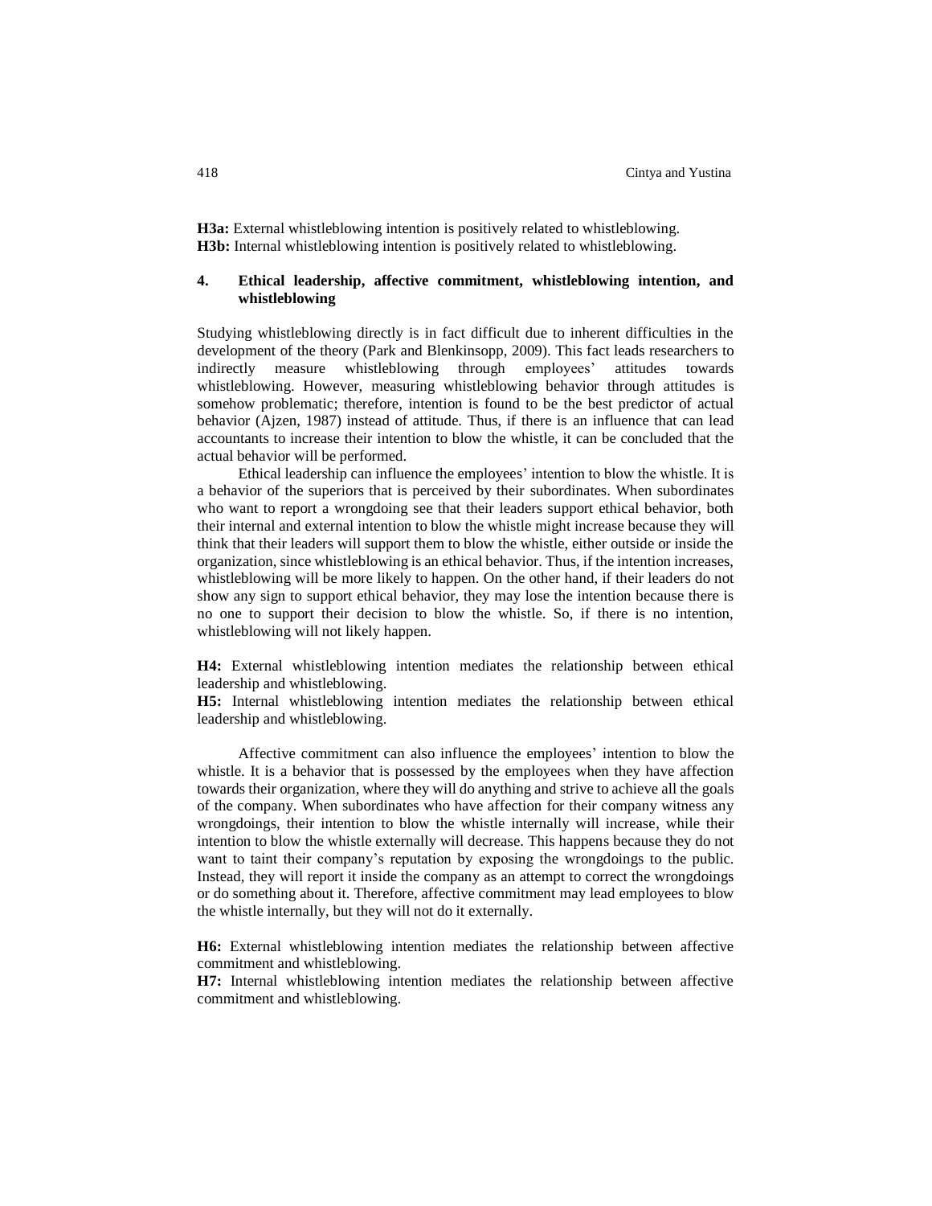**H3a:** External whistleblowing intention is positively related to whistleblowing.
**H3b:** Internal whistleblowing intention is positively related to whistleblowing.

## 4. Ethical leadership, affective commitment, whistleblowing intention, and whistleblowing

Studying whistleblowing directly is in fact difficult due to inherent difficulties in the development of the theory (Park and Blenkinsopp, 2009). This fact leads researchers to indirectly measure whistleblowing through employees' attitudes towards whistleblowing. However, measuring whistleblowing behavior through attitudes is somehow problematic; therefore, intention is found to be the best predictor of actual behavior (Ajzen, 1987) instead of attitude. Thus, if there is an influence that can lead accountants to increase their intention to blow the whistle, it can be concluded that the actual behavior will be performed.

Ethical leadership can influence the employees' intention to blow the whistle. It is a behavior of the superiors that is perceived by their subordinates. When subordinates who want to report a wrongdoing see that their leaders support ethical behavior, both their internal and external intention to blow the whistle might increase because they will think that their leaders will support them to blow the whistle, either outside or inside the organization, since whistleblowing is an ethical behavior. Thus, if the intention increases, whistleblowing will be more likely to happen. On the other hand, if their leaders do not show any sign to support ethical behavior, they may lose the intention because there is no one to support their decision to blow the whistle. So, if there is no intention, whistleblowing will not likely happen.

**H4:** External whistleblowing intention mediates the relationship between ethical leadership and whistleblowing.
**H5:** Internal whistleblowing intention mediates the relationship between ethical leadership and whistleblowing.

Affective commitment can also influence the employees' intention to blow the whistle. It is a behavior that is possessed by the employees when they have affection towards their organization, where they will do anything and strive to achieve all the goals of the company. When subordinates who have affection for their company witness any wrongdoings, their intention to blow the whistle internally will increase, while their intention to blow the whistle externally will decrease. This happens because they do not want to taint their company's reputation by exposing the wrongdoings to the public. Instead, they will report it inside the company as an attempt to correct the wrongdoings or do something about it. Therefore, affective commitment may lead employees to blow the whistle internally, but they will not do it externally.

**H6:** External whistleblowing intention mediates the relationship between affective commitment and whistleblowing.
**H7:** Internal whistleblowing intention mediates the relationship between affective commitment and whistleblowing.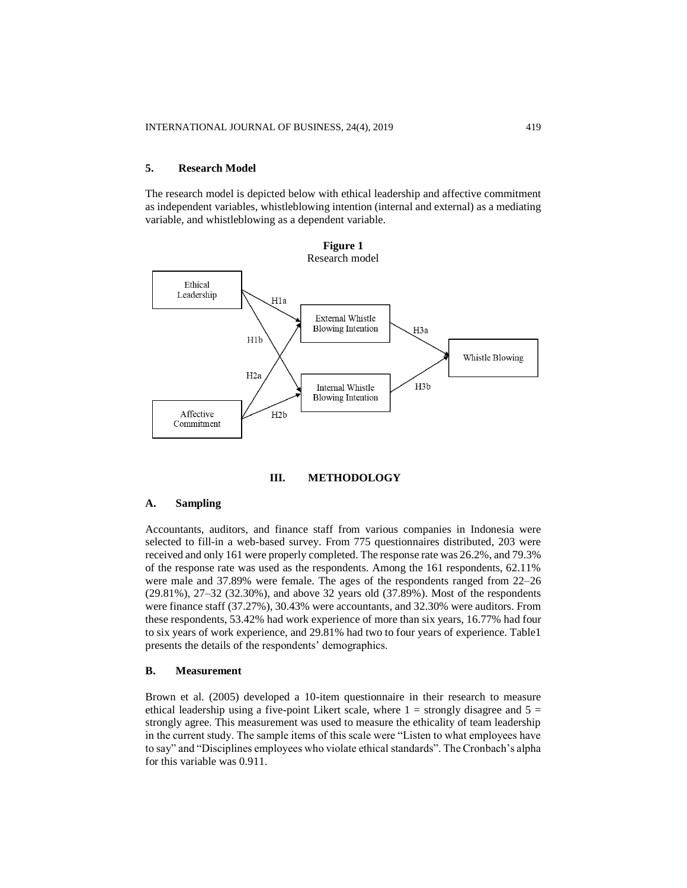### 5. Research Model

The research model is depicted below with ethical leadership and affective commitment as independent variables, whistleblowing intention (internal and external) as a mediating variable, and whistleblowing as a dependent variable.

**Figure 1**
Research model

## III. METHODOLOGY

### A. Sampling

Accountants, auditors, and finance staff from various companies in Indonesia were selected to fill-in a web-based survey. From 775 questionnaires distributed, 203 were received and only 161 were properly completed. The response rate was 26.2%, and 79.3% of the response rate was used as the respondents. Among the 161 respondents, 62.11% were male and 37.89% were female. The ages of the respondents ranged from 22–26 (29.81%), 27–32 (32.30%), and above 32 years old (37.89%). Most of the respondents were finance staff (37.27%), 30.43% were accountants, and 32.30% were auditors. From these respondents, 53.42% had work experience of more than six years, 16.77% had four to six years of work experience, and 29.81% had two to four years of experience. Table1 presents the details of the respondents' demographics.

### B. Measurement

Brown et al. (2005) developed a 10-item questionnaire in their research to measure ethical leadership using a five-point Likert scale, where 1 = strongly disagree and 5 = strongly agree. This measurement was used to measure the ethicality of team leadership in the current study. The sample items of this scale were "Listen to what employees have to say" and "Disciplines employees who violate ethical standards". The Cronbach's alpha for this variable was 0.911.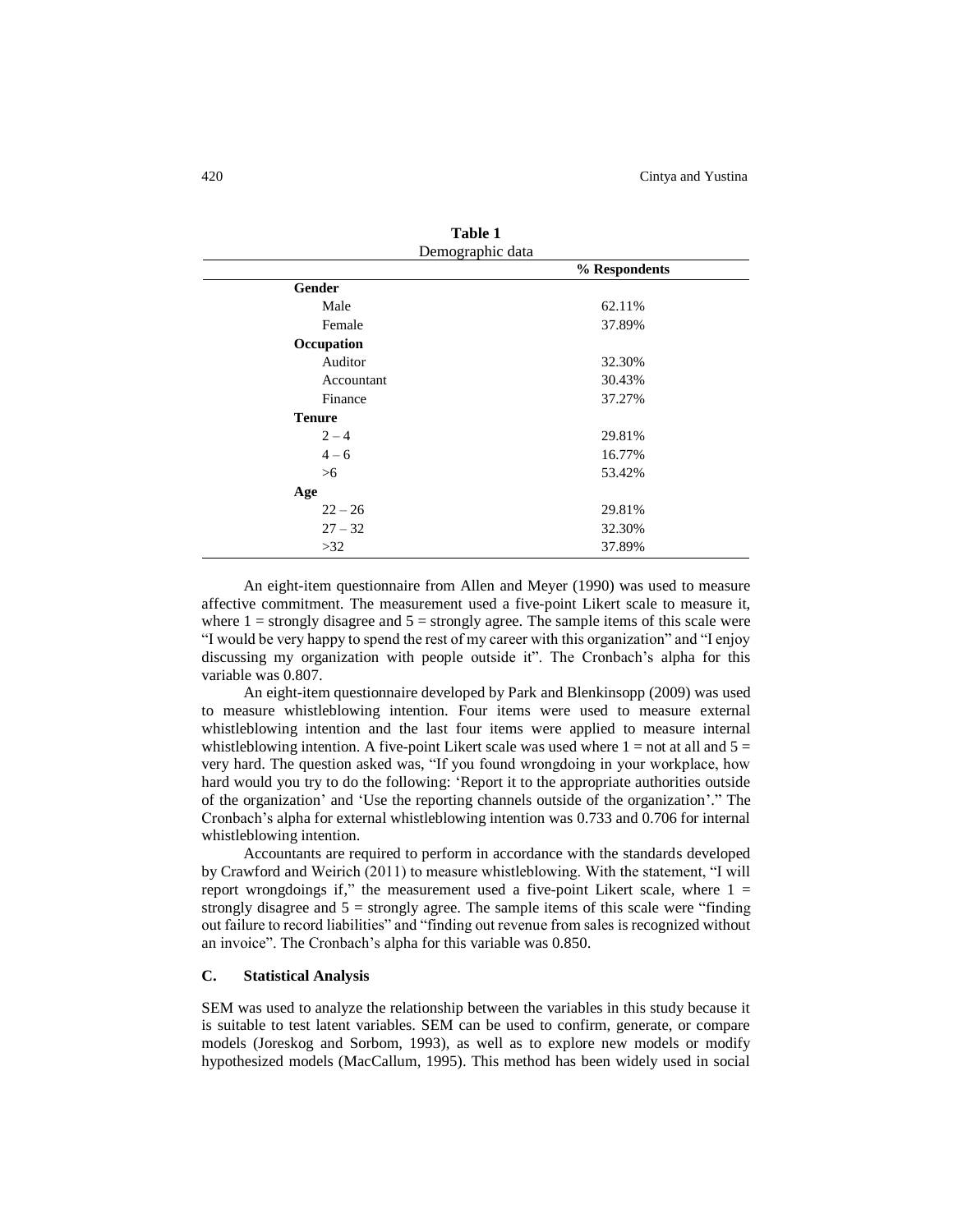**Table 1**
Demographic data

| | % Respondents |
|---|---|
| **Gender** | |
| Male | 62.11% |
| Female | 37.89% |
| **Occupation** | |
| Auditor | 32.30% |
| Accountant | 30.43% |
| Finance | 37.27% |
| **Tenure** | |
| 2 – 4 | 29.81% |
| 4 – 6 | 16.77% |
| >6 | 53.42% |
| **Age** | |
| 22 – 26 | 29.81% |
| 27 – 32 | 32.30% |
| >32 | 37.89% |

An eight-item questionnaire from Allen and Meyer (1990) was used to measure affective commitment. The measurement used a five-point Likert scale to measure it, where 1 = strongly disagree and 5 = strongly agree. The sample items of this scale were "I would be very happy to spend the rest of my career with this organization" and "I enjoy discussing my organization with people outside it". The Cronbach's alpha for this variable was 0.807.

An eight-item questionnaire developed by Park and Blenkinsopp (2009) was used to measure whistleblowing intention. Four items were used to measure external whistleblowing intention and the last four items were applied to measure internal whistleblowing intention. A five-point Likert scale was used where 1 = not at all and 5 = very hard. The question asked was, "If you found wrongdoing in your workplace, how hard would you try to do the following: 'Report it to the appropriate authorities outside of the organization' and 'Use the reporting channels outside of the organization'." The Cronbach's alpha for external whistleblowing intention was 0.733 and 0.706 for internal whistleblowing intention.

Accountants are required to perform in accordance with the standards developed by Crawford and Weirich (2011) to measure whistleblowing. With the statement, "I will report wrongdoings if," the measurement used a five-point Likert scale, where 1 = strongly disagree and 5 = strongly agree. The sample items of this scale were "finding out failure to record liabilities" and "finding out revenue from sales is recognized without an invoice". The Cronbach's alpha for this variable was 0.850.

### C. Statistical Analysis

SEM was used to analyze the relationship between the variables in this study because it is suitable to test latent variables. SEM can be used to confirm, generate, or compare models (Joreskog and Sorbom, 1993), as well as to explore new models or modify hypothesized models (MacCallum, 1995). This method has been widely used in social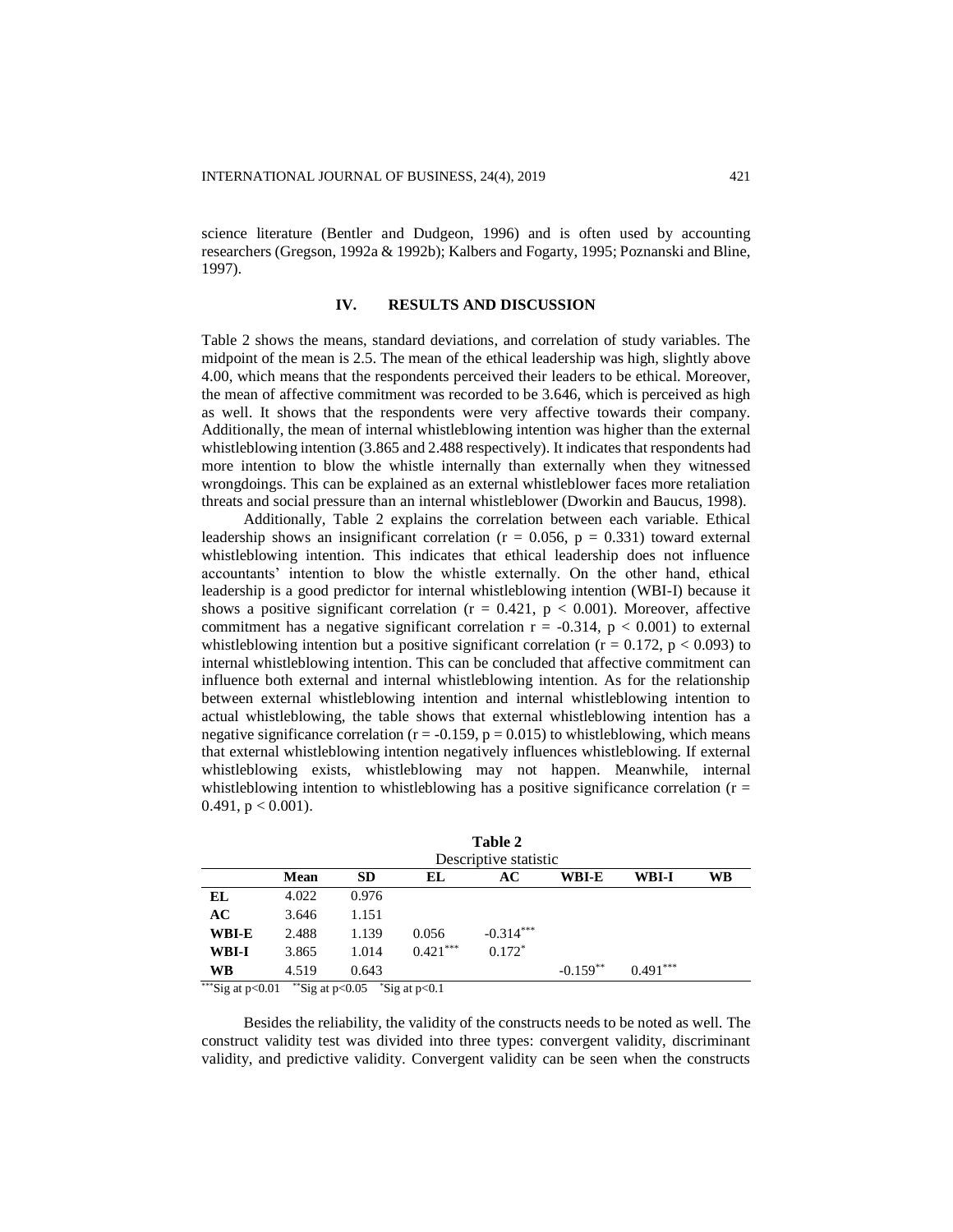science literature (Bentler and Dudgeon, 1996) and is often used by accounting researchers (Gregson, 1992a & 1992b); Kalbers and Fogarty, 1995; Poznanski and Bline, 1997).

## IV. RESULTS AND DISCUSSION

Table 2 shows the means, standard deviations, and correlation of study variables. The midpoint of the mean is 2.5. The mean of the ethical leadership was high, slightly above 4.00, which means that the respondents perceived their leaders to be ethical. Moreover, the mean of affective commitment was recorded to be 3.646, which is perceived as high as well. It shows that the respondents were very affective towards their company. Additionally, the mean of internal whistleblowing intention was higher than the external whistleblowing intention (3.865 and 2.488 respectively). It indicates that respondents had more intention to blow the whistle internally than externally when they witnessed wrongdoings. This can be explained as an external whistleblower faces more retaliation threats and social pressure than an internal whistleblower (Dworkin and Baucus, 1998).

Additionally, Table 2 explains the correlation between each variable. Ethical leadership shows an insignificant correlation ($r = 0.056$, $p = 0.331$) toward external whistleblowing intention. This indicates that ethical leadership does not influence accountants' intention to blow the whistle externally. On the other hand, ethical leadership is a good predictor for internal whistleblowing intention (WBI-I) because it shows a positive significant correlation ($r = 0.421$, $p < 0.001$). Moreover, affective commitment has a negative significant correlation $r = -0.314$, $p < 0.001$) to external whistleblowing intention but a positive significant correlation ($r = 0.172$, $p < 0.093$) to internal whistleblowing intention. This can be concluded that affective commitment can influence both external and internal whistleblowing intention. As for the relationship between external whistleblowing intention and internal whistleblowing intention to actual whistleblowing, the table shows that external whistleblowing intention has a negative significance correlation ($r = -0.159$, $p = 0.015$) to whistleblowing, which means that external whistleblowing intention negatively influences whistleblowing. If external whistleblowing exists, whistleblowing may not happen. Meanwhile, internal whistleblowing intention to whistleblowing has a positive significance correlation ($r = 0.491$, $p < 0.001$).

**Table 2**
Descriptive statistic

| | Mean | SD | EL | AC | WBI-E | WBI-I | WB |
|---|---|---|---|---|---|---|---|
| **EL** | 4.022 | 0.976 | | | | | |
| **AC** | 3.646 | 1.151 | | | | | |
| **WBI-E** | 2.488 | 1.139 | 0.056 | -0.314*** | | | |
| **WBI-I** | 3.865 | 1.014 | 0.421*** | 0.172* | | | |
| **WB** | 4.519 | 0.643 | | | -0.159** | 0.491*** | |

***Sig at p<0.01 **Sig at p<0.05 *Sig at p<0.1

Besides the reliability, the validity of the constructs needs to be noted as well. The construct validity test was divided into three types: convergent validity, discriminant validity, and predictive validity. Convergent validity can be seen when the constructs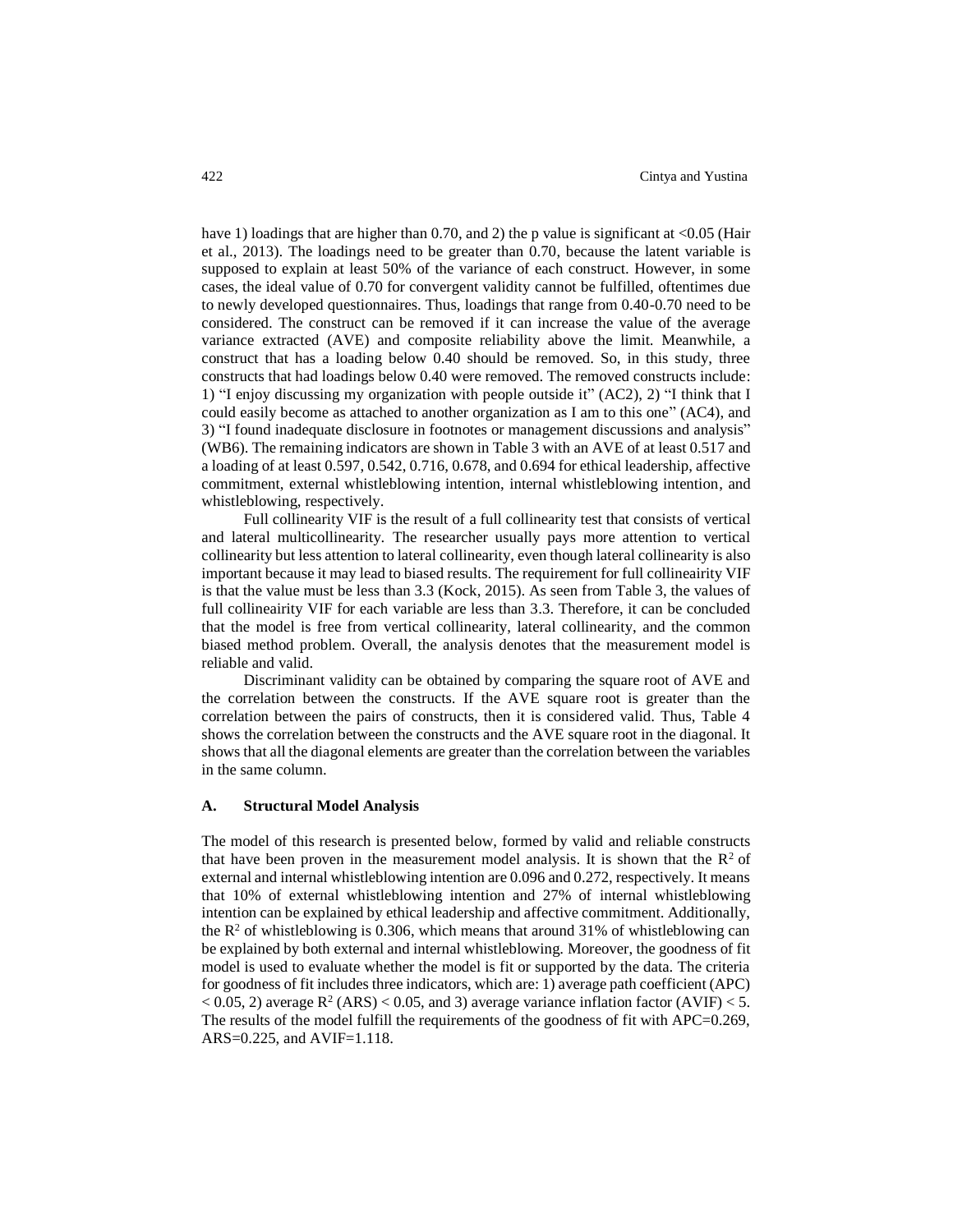have 1) loadings that are higher than 0.70, and 2) the p value is significant at <0.05 (Hair et al., 2013). The loadings need to be greater than 0.70, because the latent variable is supposed to explain at least 50% of the variance of each construct. However, in some cases, the ideal value of 0.70 for convergent validity cannot be fulfilled, oftentimes due to newly developed questionnaires. Thus, loadings that range from 0.40-0.70 need to be considered. The construct can be removed if it can increase the value of the average variance extracted (AVE) and composite reliability above the limit. Meanwhile, a construct that has a loading below 0.40 should be removed. So, in this study, three constructs that had loadings below 0.40 were removed. The removed constructs include: 1) "I enjoy discussing my organization with people outside it" (AC2), 2) "I think that I could easily become as attached to another organization as I am to this one" (AC4), and 3) "I found inadequate disclosure in footnotes or management discussions and analysis" (WB6). The remaining indicators are shown in Table 3 with an AVE of at least 0.517 and a loading of at least 0.597, 0.542, 0.716, 0.678, and 0.694 for ethical leadership, affective commitment, external whistleblowing intention, internal whistleblowing intention, and whistleblowing, respectively.

Full collinearity VIF is the result of a full collinearity test that consists of vertical and lateral multicollinearity. The researcher usually pays more attention to vertical collinearity but less attention to lateral collinearity, even though lateral collinearity is also important because it may lead to biased results. The requirement for full collineairity VIF is that the value must be less than 3.3 (Kock, 2015). As seen from Table 3, the values of full collineairity VIF for each variable are less than 3.3. Therefore, it can be concluded that the model is free from vertical collinearity, lateral collinearity, and the common biased method problem. Overall, the analysis denotes that the measurement model is reliable and valid.

Discriminant validity can be obtained by comparing the square root of AVE and the correlation between the constructs. If the AVE square root is greater than the correlation between the pairs of constructs, then it is considered valid. Thus, Table 4 shows the correlation between the constructs and the AVE square root in the diagonal. It shows that all the diagonal elements are greater than the correlation between the variables in the same column.

## A. Structural Model Analysis

The model of this research is presented below, formed by valid and reliable constructs that have been proven in the measurement model analysis. It is shown that the $R^2$ of external and internal whistleblowing intention are 0.096 and 0.272, respectively. It means that 10% of external whistleblowing intention and 27% of internal whistleblowing intention can be explained by ethical leadership and affective commitment. Additionally, the $R^2$ of whistleblowing is 0.306, which means that around 31% of whistleblowing can be explained by both external and internal whistleblowing. Moreover, the goodness of fit model is used to evaluate whether the model is fit or supported by the data. The criteria for goodness of fit includes three indicators, which are: 1) average path coefficient (APC) $< 0.05$, 2) average $R^2$ (ARS) $< 0.05$, and 3) average variance inflation factor (AVIF) $< 5$. The results of the model fulfill the requirements of the goodness of fit with APC=0.269, ARS=0.225, and AVIF=1.118.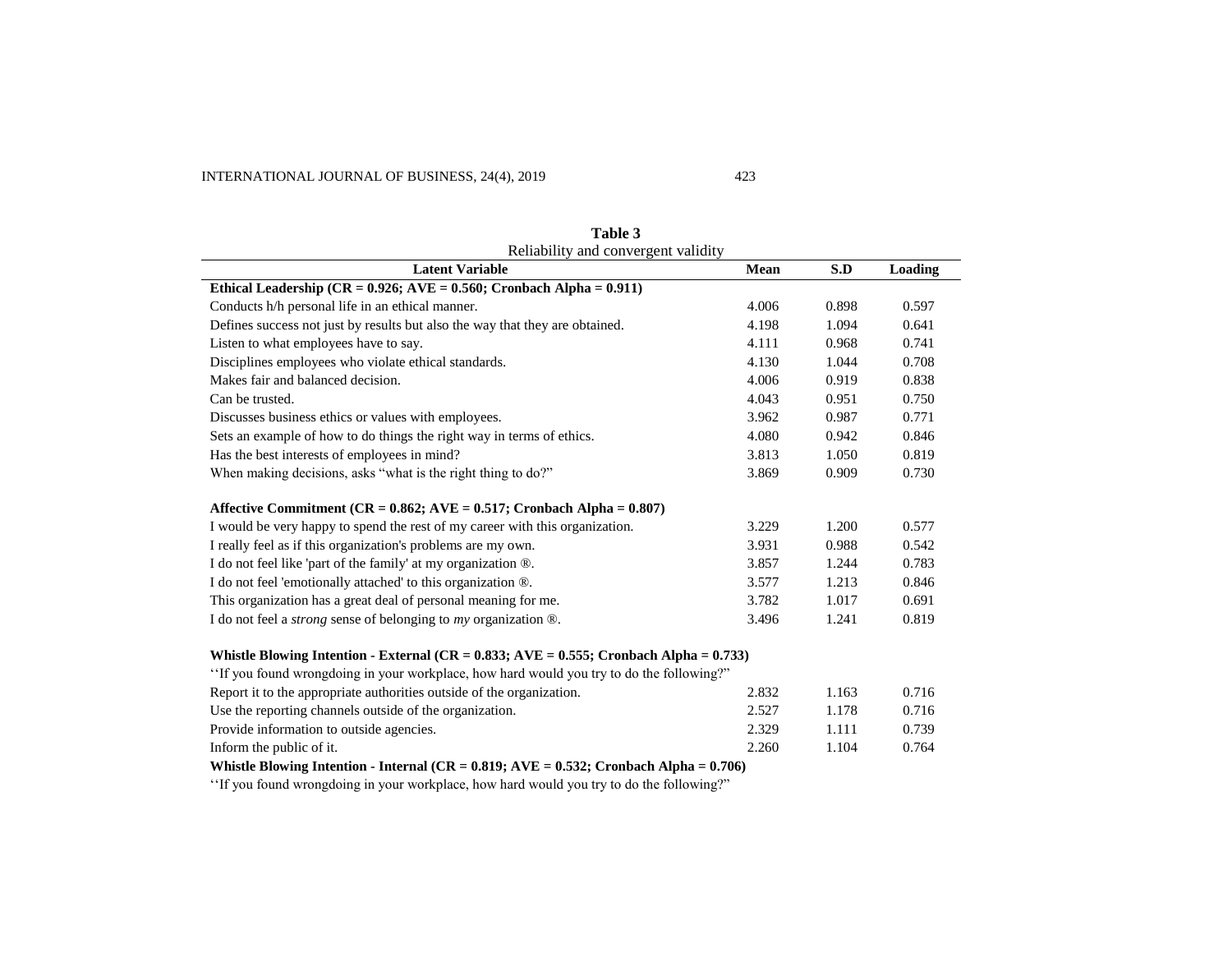**Table 3**

Reliability and convergent validity

| Latent Variable | Mean | S.D | Loading |
|---|---|---|---|
| **Ethical Leadership (CR = 0.926; AVE = 0.560; Cronbach Alpha = 0.911)** | | | |
| Conducts h/h personal life in an ethical manner. | 4.006 | 0.898 | 0.597 |
| Defines success not just by results but also the way that they are obtained. | 4.198 | 1.094 | 0.641 |
| Listen to what employees have to say. | 4.111 | 0.968 | 0.741 |
| Disciplines employees who violate ethical standards. | 4.130 | 1.044 | 0.708 |
| Makes fair and balanced decision. | 4.006 | 0.919 | 0.838 |
| Can be trusted. | 4.043 | 0.951 | 0.750 |
| Discusses business ethics or values with employees. | 3.962 | 0.987 | 0.771 |
| Sets an example of how to do things the right way in terms of ethics. | 4.080 | 0.942 | 0.846 |
| Has the best interests of employees in mind? | 3.813 | 1.050 | 0.819 |
| When making decisions, asks "what is the right thing to do?" | 3.869 | 0.909 | 0.730 |
| **Affective Commitment (CR = 0.862; AVE = 0.517; Cronbach Alpha = 0.807)** | | | |
| I would be very happy to spend the rest of my career with this organization. | 3.229 | 1.200 | 0.577 |
| I really feel as if this organization's problems are my own. | 3.931 | 0.988 | 0.542 |
| I do not feel like 'part of the family' at my organization ®. | 3.857 | 1.244 | 0.783 |
| I do not feel 'emotionally attached' to this organization ®. | 3.577 | 1.213 | 0.846 |
| This organization has a great deal of personal meaning for me. | 3.782 | 1.017 | 0.691 |
| I do not feel a *strong* sense of belonging to *my* organization ®. | 3.496 | 1.241 | 0.819 |
| **Whistle Blowing Intention - External (CR = 0.833; AVE = 0.555; Cronbach Alpha = 0.733)** | | | |
| "If you found wrongdoing in your workplace, how hard would you try to do the following?" | | | |
| Report it to the appropriate authorities outside of the organization. | 2.832 | 1.163 | 0.716 |
| Use the reporting channels outside of the organization. | 2.527 | 1.178 | 0.716 |
| Provide information to outside agencies. | 2.329 | 1.111 | 0.739 |
| Inform the public of it. | 2.260 | 1.104 | 0.764 |
| **Whistle Blowing Intention - Internal (CR = 0.819; AVE = 0.532; Cronbach Alpha = 0.706)** | | | |
| "If you found wrongdoing in your workplace, how hard would you try to do the following?" | | | |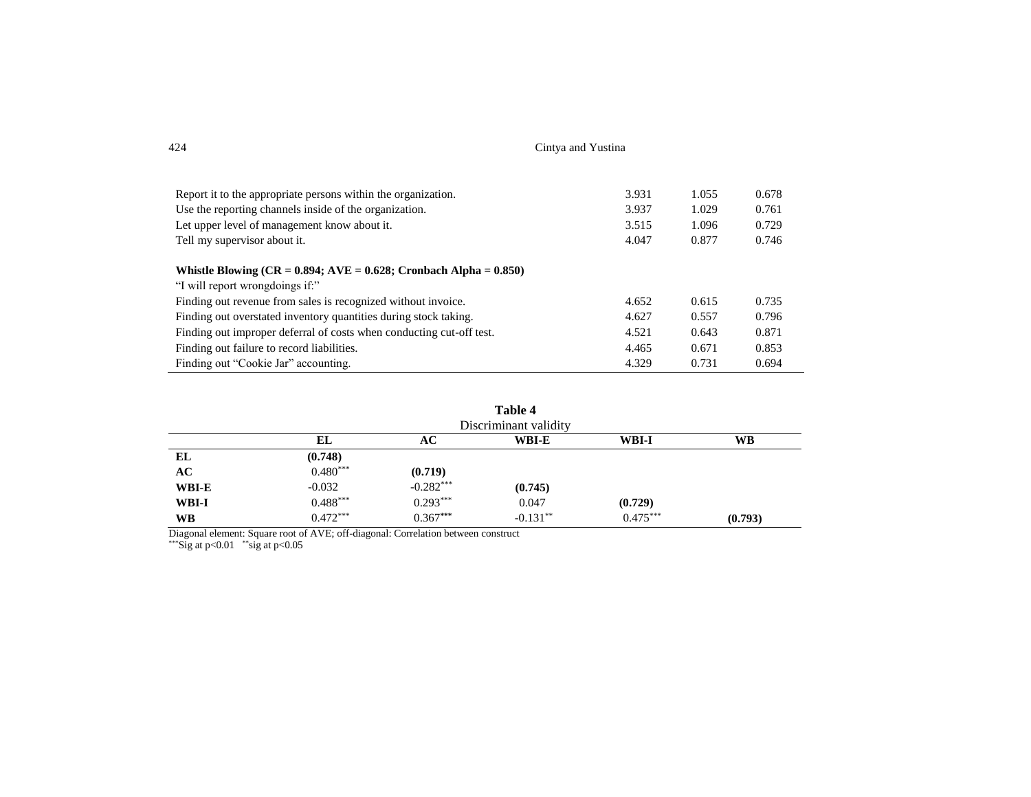| | | | |
|---|---|---|---|
| Report it to the appropriate persons within the organization. | 3.931 | 1.055 | 0.678 |
| Use the reporting channels inside of the organization. | 3.937 | 1.029 | 0.761 |
| Let upper level of management know about it. | 3.515 | 1.096 | 0.729 |
| Tell my supervisor about it. | 4.047 | 0.877 | 0.746 |
| **Whistle Blowing (CR = 0.894; AVE = 0.628; Cronbach Alpha = 0.850)** | | | |
| "I will report wrongdoings if:" | | | |
| Finding out revenue from sales is recognized without invoice. | 4.652 | 0.615 | 0.735 |
| Finding out overstated inventory quantities during stock taking. | 4.627 | 0.557 | 0.796 |
| Finding out improper deferral of costs when conducting cut-off test. | 4.521 | 0.643 | 0.871 |
| Finding out failure to record liabilities. | 4.465 | 0.671 | 0.853 |
| Finding out "Cookie Jar" accounting. | 4.329 | 0.731 | 0.694 |

**Table 4**
Discriminant validity

| | EL | AC | WBI-E | WBI-I | WB |
|---|---|---|---|---|---|
| **EL** | **(0.748)** | | | | |
| **AC** | 0.480*** | **(0.719)** | | | |
| **WBI-E** | -0.032 | -0.282*** | **(0.745)** | | |
| **WBI-I** | 0.488*** | 0.293*** | 0.047 | **(0.729)** | |
| **WB** | 0.472*** | 0.367*** | -0.131** | 0.475*** | **(0.793)** |

Diagonal element: Square root of AVE; off-diagonal: Correlation between construct
***Sig at $p<0.01$ **sig at $p<0.05$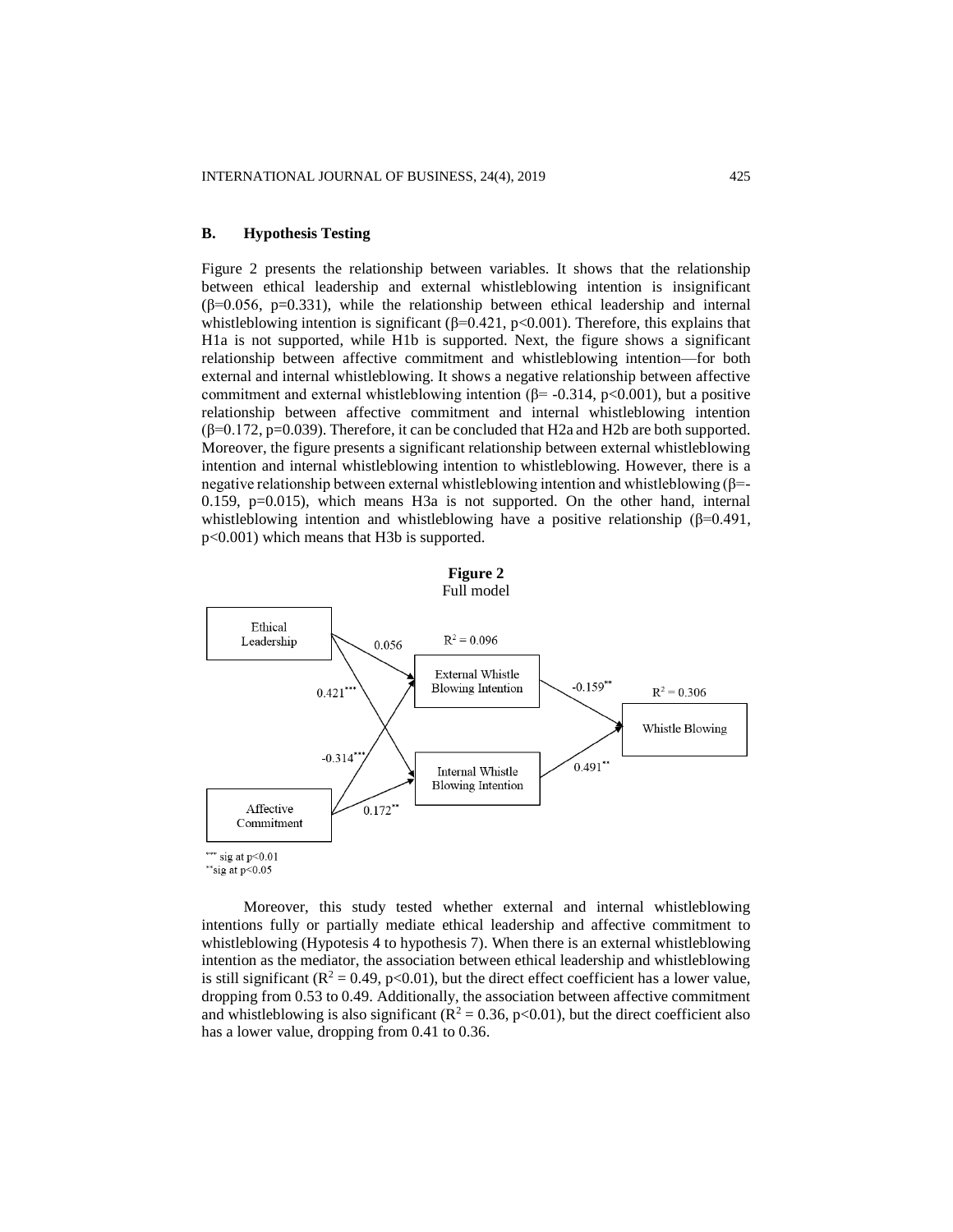### B. Hypothesis Testing

Figure 2 presents the relationship between variables. It shows that the relationship between ethical leadership and external whistleblowing intention is insignificant ($\beta$=0.056, p=0.331), while the relationship between ethical leadership and internal whistleblowing intention is significant ($\beta$=0.421, p<0.001). Therefore, this explains that H1a is not supported, while H1b is supported. Next, the figure shows a significant relationship between affective commitment and whistleblowing intention—for both external and internal whistleblowing. It shows a negative relationship between affective commitment and external whistleblowing intention ($\beta$= -0.314, p<0.001), but a positive relationship between affective commitment and internal whistleblowing intention ($\beta$=0.172, p=0.039). Therefore, it can be concluded that H2a and H2b are both supported. Moreover, the figure presents a significant relationship between external whistleblowing intention and internal whistleblowing intention to whistleblowing. However, there is a negative relationship between external whistleblowing intention and whistleblowing ($\beta$=-0.159, p=0.015), which means H3a is not supported. On the other hand, internal whistleblowing intention and whistleblowing have a positive relationship ($\beta$=0.491, p<0.001) which means that H3b is supported.

**Figure 2**
Full model

Ethical Leadership → External Whistle Blowing Intention: 0.056
Ethical Leadership → Internal Whistle Blowing Intention: 0.421***
Affective Commitment → External Whistle Blowing Intention: -0.314***
Affective Commitment → Internal Whistle Blowing Intention: 0.172**
External Whistle Blowing Intention ($R^2$ = 0.096) → Whistle Blowing: -0.159**
Internal Whistle Blowing Intention → Whistle Blowing: 0.491**
Whistle Blowing: $R^2$ = 0.306

*** sig at p<0.01
**sig at p<0.05

Moreover, this study tested whether external and internal whistleblowing intentions fully or partially mediate ethical leadership and affective commitment to whistleblowing (Hypotesis 4 to hypothesis 7). When there is an external whistleblowing intention as the mediator, the association between ethical leadership and whistleblowing is still significant ($R^2$ = 0.49, p<0.01), but the direct effect coefficient has a lower value, dropping from 0.53 to 0.49. Additionally, the association between affective commitment and whistleblowing is also significant ($R^2$ = 0.36, p<0.01), but the direct coefficient also has a lower value, dropping from 0.41 to 0.36.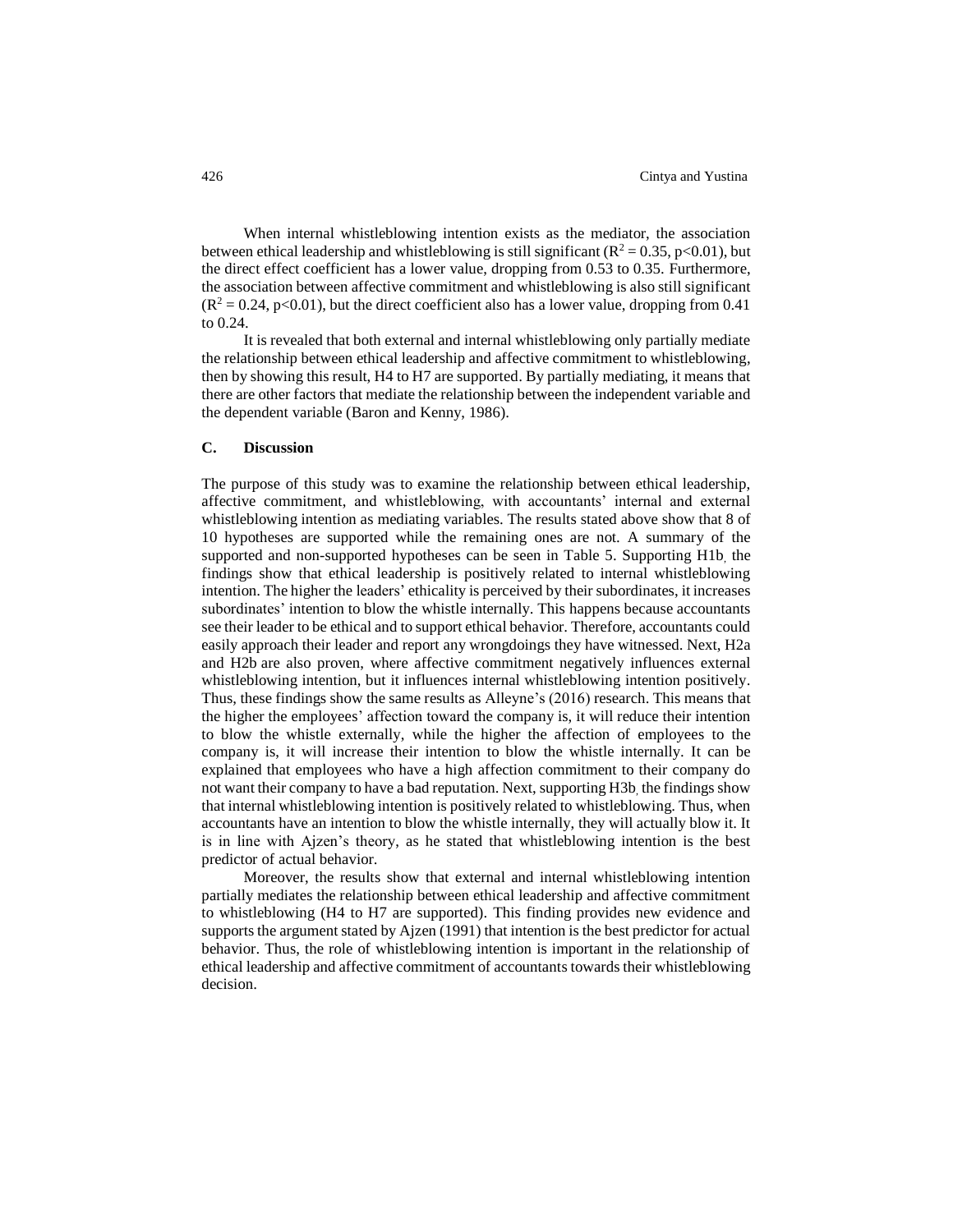When internal whistleblowing intention exists as the mediator, the association between ethical leadership and whistleblowing is still significant ($R^2 = 0.35$, $p<0.01$), but the direct effect coefficient has a lower value, dropping from 0.53 to 0.35. Furthermore, the association between affective commitment and whistleblowing is also still significant ($R^2 = 0.24$, $p<0.01$), but the direct coefficient also has a lower value, dropping from 0.41 to 0.24.

It is revealed that both external and internal whistleblowing only partially mediate the relationship between ethical leadership and affective commitment to whistleblowing, then by showing this result, H4 to H7 are supported. By partially mediating, it means that there are other factors that mediate the relationship between the independent variable and the dependent variable (Baron and Kenny, 1986).

### C. Discussion

The purpose of this study was to examine the relationship between ethical leadership, affective commitment, and whistleblowing, with accountants' internal and external whistleblowing intention as mediating variables. The results stated above show that 8 of 10 hypotheses are supported while the remaining ones are not. A summary of the supported and non-supported hypotheses can be seen in Table 5. Supporting H1b, the findings show that ethical leadership is positively related to internal whistleblowing intention. The higher the leaders' ethicality is perceived by their subordinates, it increases subordinates' intention to blow the whistle internally. This happens because accountants see their leader to be ethical and to support ethical behavior. Therefore, accountants could easily approach their leader and report any wrongdoings they have witnessed. Next, H2a and H2b are also proven, where affective commitment negatively influences external whistleblowing intention, but it influences internal whistleblowing intention positively. Thus, these findings show the same results as Alleyne's (2016) research. This means that the higher the employees' affection toward the company is, it will reduce their intention to blow the whistle externally, while the higher the affection of employees to the company is, it will increase their intention to blow the whistle internally. It can be explained that employees who have a high affection commitment to their company do not want their company to have a bad reputation. Next, supporting H3b, the findings show that internal whistleblowing intention is positively related to whistleblowing. Thus, when accountants have an intention to blow the whistle internally, they will actually blow it. It is in line with Ajzen's theory, as he stated that whistleblowing intention is the best predictor of actual behavior.

Moreover, the results show that external and internal whistleblowing intention partially mediates the relationship between ethical leadership and affective commitment to whistleblowing (H4 to H7 are supported). This finding provides new evidence and supports the argument stated by Ajzen (1991) that intention is the best predictor for actual behavior. Thus, the role of whistleblowing intention is important in the relationship of ethical leadership and affective commitment of accountants towards their whistleblowing decision.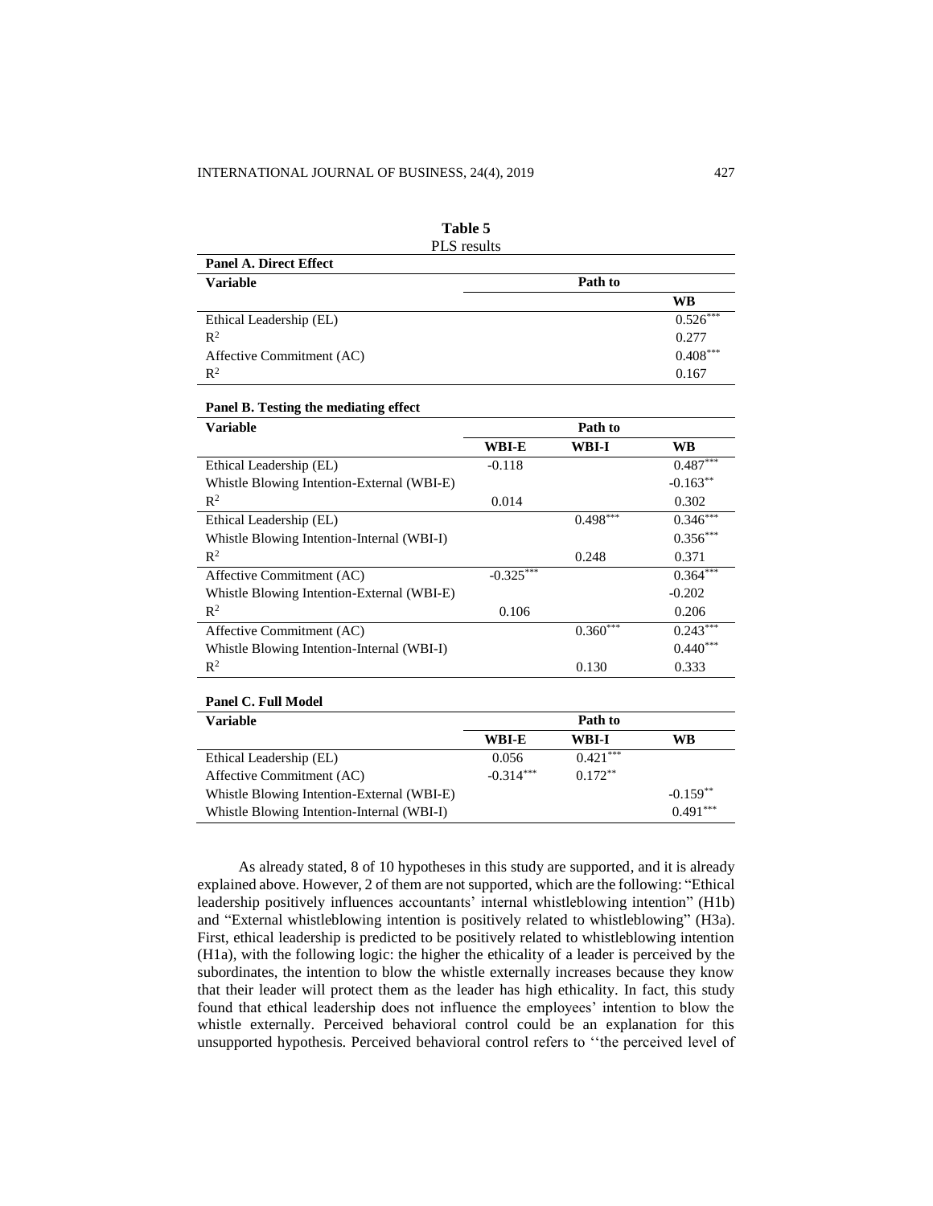**Table 5**
PLS results

**Panel A. Direct Effect**

| Variable | Path to |
|---|---|
| | WB |
| Ethical Leadership (EL) | 0.526*** |
| $R^2$ | 0.277 |
| Affective Commitment (AC) | 0.408*** |
| $R^2$ | 0.167 |

**Panel B. Testing the mediating effect**

| Variable | Path to | | |
|---|---|---|---|
| | WBI-E | WBI-I | WB |
| Ethical Leadership (EL) | -0.118 | | 0.487*** |
| Whistle Blowing Intention-External (WBI-E) | | | -0.163** |
| $R^2$ | 0.014 | | 0.302 |
| Ethical Leadership (EL) | | 0.498*** | 0.346*** |
| Whistle Blowing Intention-Internal (WBI-I) | | | 0.356*** |
| $R^2$ | | 0.248 | 0.371 |
| Affective Commitment (AC) | -0.325*** | | 0.364*** |
| Whistle Blowing Intention-External (WBI-E) | | | -0.202 |
| $R^2$ | 0.106 | | 0.206 |
| Affective Commitment (AC) | | 0.360*** | 0.243*** |
| Whistle Blowing Intention-Internal (WBI-I) | | | 0.440*** |
| $R^2$ | | 0.130 | 0.333 |

**Panel C. Full Model**

| Variable | Path to | | |
|---|---|---|---|
| | WBI-E | WBI-I | WB |
| Ethical Leadership (EL) | 0.056 | 0.421*** | |
| Affective Commitment (AC) | -0.314*** | 0.172** | |
| Whistle Blowing Intention-External (WBI-E) | | | -0.159** |
| Whistle Blowing Intention-Internal (WBI-I) | | | 0.491*** |

As already stated, 8 of 10 hypotheses in this study are supported, and it is already explained above. However, 2 of them are not supported, which are the following: "Ethical leadership positively influences accountants' internal whistleblowing intention" (H1b) and "External whistleblowing intention is positively related to whistleblowing" (H3a). First, ethical leadership is predicted to be positively related to whistleblowing intention (H1a), with the following logic: the higher the ethicality of a leader is perceived by the subordinates, the intention to blow the whistle externally increases because they know that their leader will protect them as the leader has high ethicality. In fact, this study found that ethical leadership does not influence the employees' intention to blow the whistle externally. Perceived behavioral control could be an explanation for this unsupported hypothesis. Perceived behavioral control refers to ''the perceived level of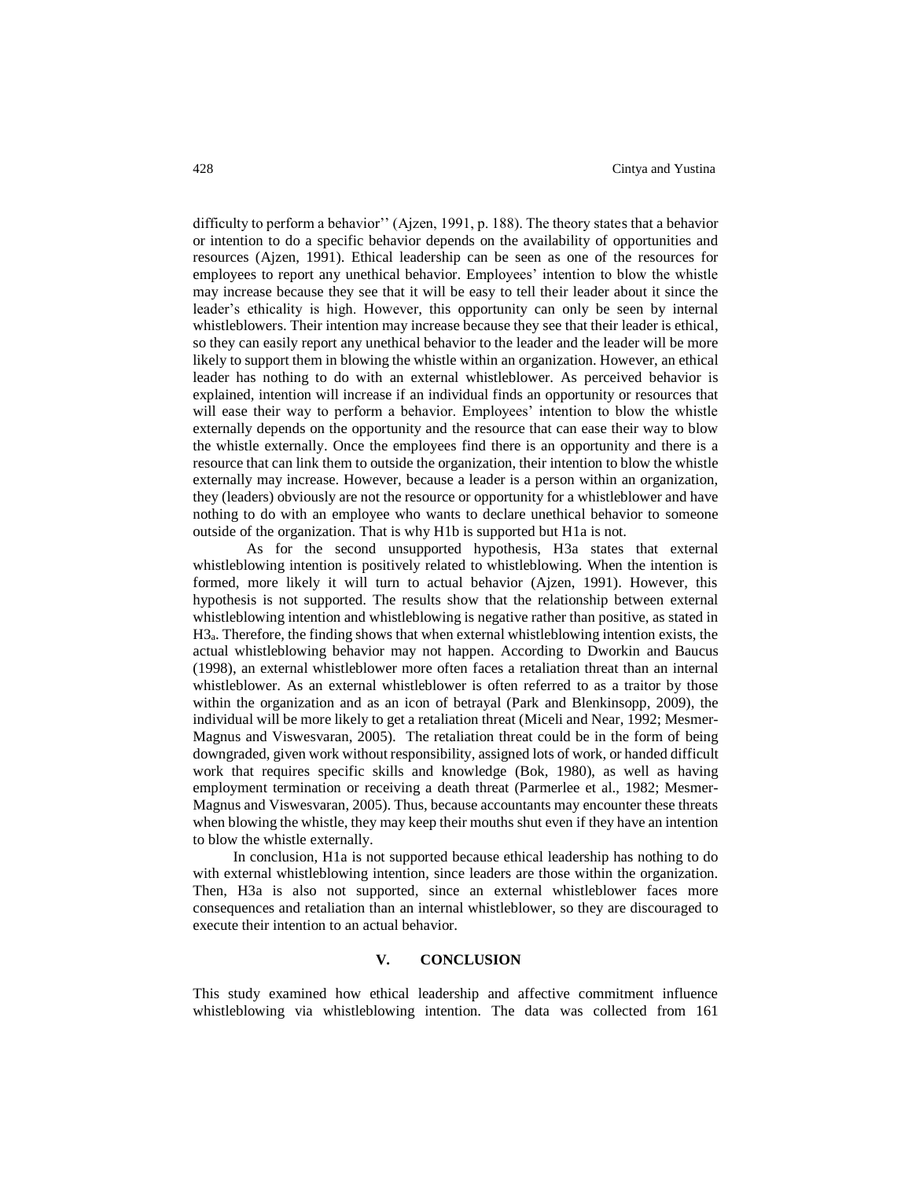difficulty to perform a behavior'' (Ajzen, 1991, p. 188). The theory states that a behavior or intention to do a specific behavior depends on the availability of opportunities and resources (Ajzen, 1991). Ethical leadership can be seen as one of the resources for employees to report any unethical behavior. Employees' intention to blow the whistle may increase because they see that it will be easy to tell their leader about it since the leader's ethicality is high. However, this opportunity can only be seen by internal whistleblowers. Their intention may increase because they see that their leader is ethical, so they can easily report any unethical behavior to the leader and the leader will be more likely to support them in blowing the whistle within an organization. However, an ethical leader has nothing to do with an external whistleblower. As perceived behavior is explained, intention will increase if an individual finds an opportunity or resources that will ease their way to perform a behavior. Employees' intention to blow the whistle externally depends on the opportunity and the resource that can ease their way to blow the whistle externally. Once the employees find there is an opportunity and there is a resource that can link them to outside the organization, their intention to blow the whistle externally may increase. However, because a leader is a person within an organization, they (leaders) obviously are not the resource or opportunity for a whistleblower and have nothing to do with an employee who wants to declare unethical behavior to someone outside of the organization. That is why H1b is supported but H1a is not.

As for the second unsupported hypothesis, H3a states that external whistleblowing intention is positively related to whistleblowing. When the intention is formed, more likely it will turn to actual behavior (Ajzen, 1991). However, this hypothesis is not supported. The results show that the relationship between external whistleblowing intention and whistleblowing is negative rather than positive, as stated in $H3_a$. Therefore, the finding shows that when external whistleblowing intention exists, the actual whistleblowing behavior may not happen. According to Dworkin and Baucus (1998), an external whistleblower more often faces a retaliation threat than an internal whistleblower. As an external whistleblower is often referred to as a traitor by those within the organization and as an icon of betrayal (Park and Blenkinsopp, 2009), the individual will be more likely to get a retaliation threat (Miceli and Near, 1992; Mesmer-Magnus and Viswesvaran, 2005). The retaliation threat could be in the form of being downgraded, given work without responsibility, assigned lots of work, or handed difficult work that requires specific skills and knowledge (Bok, 1980), as well as having employment termination or receiving a death threat (Parmerlee et al., 1982; Mesmer-Magnus and Viswesvaran, 2005). Thus, because accountants may encounter these threats when blowing the whistle, they may keep their mouths shut even if they have an intention to blow the whistle externally.

In conclusion, H1a is not supported because ethical leadership has nothing to do with external whistleblowing intention, since leaders are those within the organization. Then, H3a is also not supported, since an external whistleblower faces more consequences and retaliation than an internal whistleblower, so they are discouraged to execute their intention to an actual behavior.

## V. CONCLUSION

This study examined how ethical leadership and affective commitment influence whistleblowing via whistleblowing intention. The data was collected from 161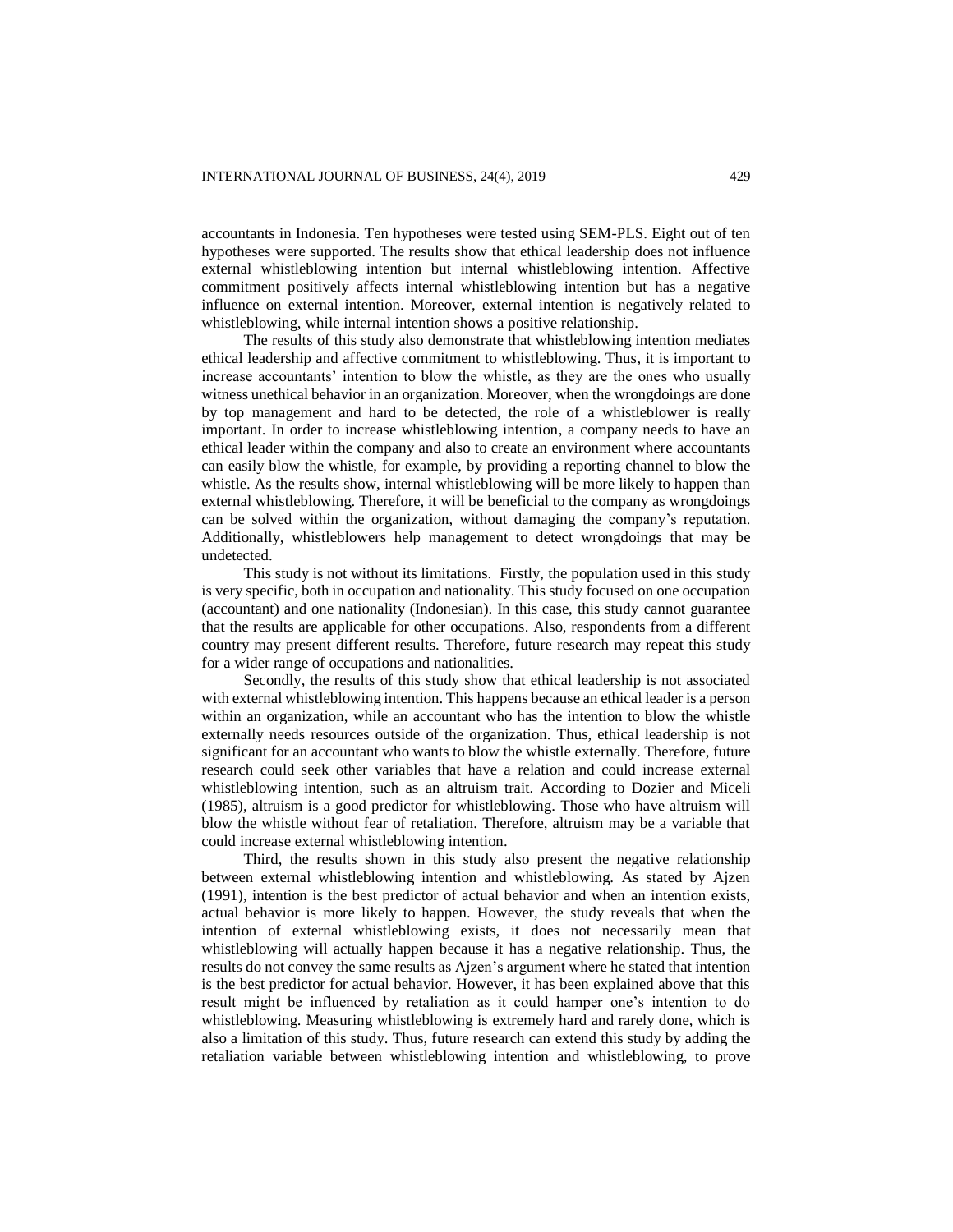accountants in Indonesia. Ten hypotheses were tested using SEM-PLS. Eight out of ten hypotheses were supported. The results show that ethical leadership does not influence external whistleblowing intention but internal whistleblowing intention. Affective commitment positively affects internal whistleblowing intention but has a negative influence on external intention. Moreover, external intention is negatively related to whistleblowing, while internal intention shows a positive relationship.

The results of this study also demonstrate that whistleblowing intention mediates ethical leadership and affective commitment to whistleblowing. Thus, it is important to increase accountants' intention to blow the whistle, as they are the ones who usually witness unethical behavior in an organization. Moreover, when the wrongdoings are done by top management and hard to be detected, the role of a whistleblower is really important. In order to increase whistleblowing intention, a company needs to have an ethical leader within the company and also to create an environment where accountants can easily blow the whistle, for example, by providing a reporting channel to blow the whistle. As the results show, internal whistleblowing will be more likely to happen than external whistleblowing. Therefore, it will be beneficial to the company as wrongdoings can be solved within the organization, without damaging the company's reputation. Additionally, whistleblowers help management to detect wrongdoings that may be undetected.

This study is not without its limitations. Firstly, the population used in this study is very specific, both in occupation and nationality. This study focused on one occupation (accountant) and one nationality (Indonesian). In this case, this study cannot guarantee that the results are applicable for other occupations. Also, respondents from a different country may present different results. Therefore, future research may repeat this study for a wider range of occupations and nationalities.

Secondly, the results of this study show that ethical leadership is not associated with external whistleblowing intention. This happens because an ethical leader is a person within an organization, while an accountant who has the intention to blow the whistle externally needs resources outside of the organization. Thus, ethical leadership is not significant for an accountant who wants to blow the whistle externally. Therefore, future research could seek other variables that have a relation and could increase external whistleblowing intention, such as an altruism trait. According to Dozier and Miceli (1985), altruism is a good predictor for whistleblowing. Those who have altruism will blow the whistle without fear of retaliation. Therefore, altruism may be a variable that could increase external whistleblowing intention.

Third, the results shown in this study also present the negative relationship between external whistleblowing intention and whistleblowing. As stated by Ajzen (1991), intention is the best predictor of actual behavior and when an intention exists, actual behavior is more likely to happen. However, the study reveals that when the intention of external whistleblowing exists, it does not necessarily mean that whistleblowing will actually happen because it has a negative relationship. Thus, the results do not convey the same results as Ajzen's argument where he stated that intention is the best predictor for actual behavior. However, it has been explained above that this result might be influenced by retaliation as it could hamper one's intention to do whistleblowing. Measuring whistleblowing is extremely hard and rarely done, which is also a limitation of this study. Thus, future research can extend this study by adding the retaliation variable between whistleblowing intention and whistleblowing, to prove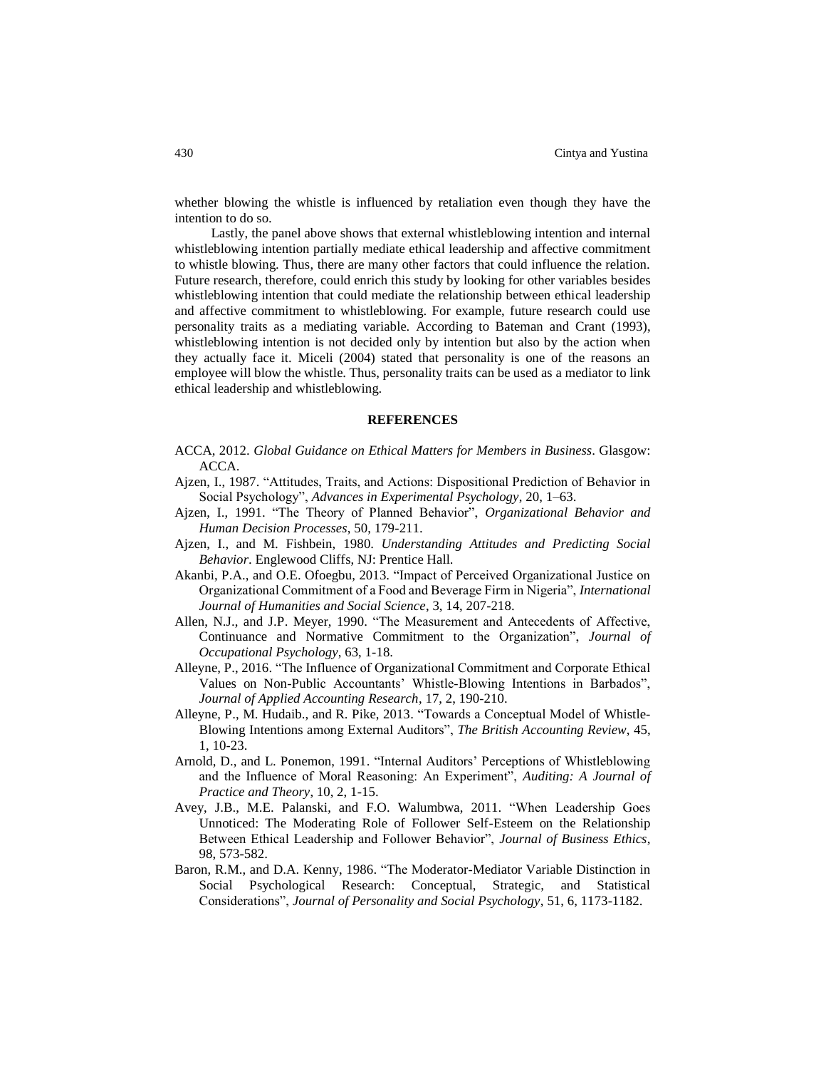whether blowing the whistle is influenced by retaliation even though they have the intention to do so.

Lastly, the panel above shows that external whistleblowing intention and internal whistleblowing intention partially mediate ethical leadership and affective commitment to whistle blowing. Thus, there are many other factors that could influence the relation. Future research, therefore, could enrich this study by looking for other variables besides whistleblowing intention that could mediate the relationship between ethical leadership and affective commitment to whistleblowing. For example, future research could use personality traits as a mediating variable. According to Bateman and Crant (1993), whistleblowing intention is not decided only by intention but also by the action when they actually face it. Miceli (2004) stated that personality is one of the reasons an employee will blow the whistle. Thus, personality traits can be used as a mediator to link ethical leadership and whistleblowing.

## REFERENCES

ACCA, 2012. *Global Guidance on Ethical Matters for Members in Business*. Glasgow: ACCA.

Ajzen, I., 1987. "Attitudes, Traits, and Actions: Dispositional Prediction of Behavior in Social Psychology", *Advances in Experimental Psychology*, 20, 1–63.

Ajzen, I., 1991. "The Theory of Planned Behavior", *Organizational Behavior and Human Decision Processes*, 50, 179-211.

Ajzen, I., and M. Fishbein, 1980. *Understanding Attitudes and Predicting Social Behavior*. Englewood Cliffs, NJ: Prentice Hall.

Akanbi, P.A., and O.E. Ofoegbu, 2013. "Impact of Perceived Organizational Justice on Organizational Commitment of a Food and Beverage Firm in Nigeria", *International Journal of Humanities and Social Science*, 3, 14, 207-218.

Allen, N.J., and J.P. Meyer, 1990. "The Measurement and Antecedents of Affective, Continuance and Normative Commitment to the Organization", *Journal of Occupational Psychology*, 63, 1-18.

Alleyne, P., 2016. "The Influence of Organizational Commitment and Corporate Ethical Values on Non-Public Accountants' Whistle-Blowing Intentions in Barbados", *Journal of Applied Accounting Research*, 17, 2, 190-210.

Alleyne, P., M. Hudaib., and R. Pike, 2013. "Towards a Conceptual Model of Whistle-Blowing Intentions among External Auditors", *The British Accounting Review*, 45, 1, 10-23.

Arnold, D., and L. Ponemon, 1991. "Internal Auditors' Perceptions of Whistleblowing and the Influence of Moral Reasoning: An Experiment", *Auditing: A Journal of Practice and Theory*, 10, 2, 1-15.

Avey, J.B., M.E. Palanski, and F.O. Walumbwa, 2011. "When Leadership Goes Unnoticed: The Moderating Role of Follower Self-Esteem on the Relationship Between Ethical Leadership and Follower Behavior", *Journal of Business Ethics*, 98, 573-582.

Baron, R.M., and D.A. Kenny, 1986. "The Moderator-Mediator Variable Distinction in Social Psychological Research: Conceptual, Strategic, and Statistical Considerations", *Journal of Personality and Social Psychology*, 51, 6, 1173-1182.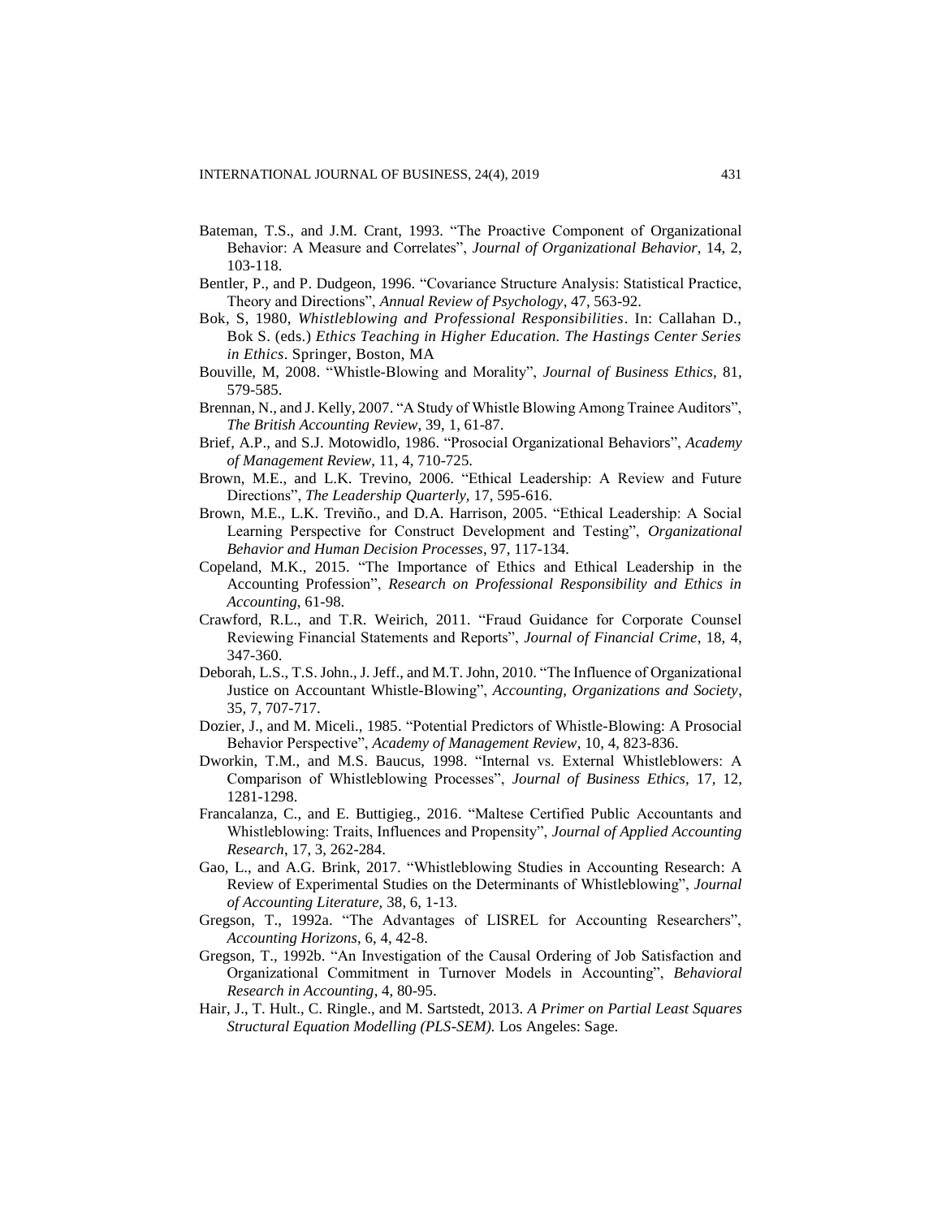Bateman, T.S., and J.M. Crant, 1993. "The Proactive Component of Organizational Behavior: A Measure and Correlates", *Journal of Organizational Behavior*, 14, 2, 103-118.

Bentler, P., and P. Dudgeon, 1996. "Covariance Structure Analysis: Statistical Practice, Theory and Directions", *Annual Review of Psychology*, 47, 563-92.

Bok, S, 1980, *Whistleblowing and Professional Responsibilities*. In: Callahan D., Bok S. (eds.) *Ethics Teaching in Higher Education. The Hastings Center Series in Ethics*. Springer, Boston, MA

Bouville, M, 2008. "Whistle-Blowing and Morality", *Journal of Business Ethics*, 81, 579-585.

Brennan, N., and J. Kelly, 2007. "A Study of Whistle Blowing Among Trainee Auditors", *The British Accounting Review*, 39, 1, 61-87.

Brief, A.P., and S.J. Motowidlo, 1986. "Prosocial Organizational Behaviors", *Academy of Management Review*, 11, 4, 710-725.

Brown, M.E., and L.K. Trevino, 2006. "Ethical Leadership: A Review and Future Directions", *The Leadership Quarterly*, 17, 595-616.

Brown, M.E., L.K. Treviño., and D.A. Harrison, 2005. "Ethical Leadership: A Social Learning Perspective for Construct Development and Testing", *Organizational Behavior and Human Decision Processes*, 97, 117-134.

Copeland, M.K., 2015. "The Importance of Ethics and Ethical Leadership in the Accounting Profession", *Research on Professional Responsibility and Ethics in Accounting*, 61-98.

Crawford, R.L., and T.R. Weirich, 2011. "Fraud Guidance for Corporate Counsel Reviewing Financial Statements and Reports", *Journal of Financial Crime*, 18, 4, 347-360.

Deborah, L.S., T.S. John., J. Jeff., and M.T. John, 2010. "The Influence of Organizational Justice on Accountant Whistle-Blowing", *Accounting, Organizations and Society*, 35, 7, 707-717.

Dozier, J., and M. Miceli., 1985. "Potential Predictors of Whistle-Blowing: A Prosocial Behavior Perspective", *Academy of Management Review*, 10, 4, 823-836.

Dworkin, T.M., and M.S. Baucus, 1998. "Internal vs. External Whistleblowers: A Comparison of Whistleblowing Processes", *Journal of Business Ethics*, 17, 12, 1281-1298.

Francalanza, C., and E. Buttigieg., 2016. "Maltese Certified Public Accountants and Whistleblowing: Traits, Influences and Propensity", *Journal of Applied Accounting Research*, 17, 3, 262-284.

Gao, L., and A.G. Brink, 2017. "Whistleblowing Studies in Accounting Research: A Review of Experimental Studies on the Determinants of Whistleblowing", *Journal of Accounting Literature*, 38, 6, 1-13.

Gregson, T., 1992a. "The Advantages of LISREL for Accounting Researchers", *Accounting Horizons*, 6, 4, 42-8.

Gregson, T., 1992b. "An Investigation of the Causal Ordering of Job Satisfaction and Organizational Commitment in Turnover Models in Accounting", *Behavioral Research in Accounting*, 4, 80-95.

Hair, J., T. Hult., C. Ringle., and M. Sartstedt, 2013. *A Primer on Partial Least Squares Structural Equation Modelling (PLS-SEM).* Los Angeles: Sage.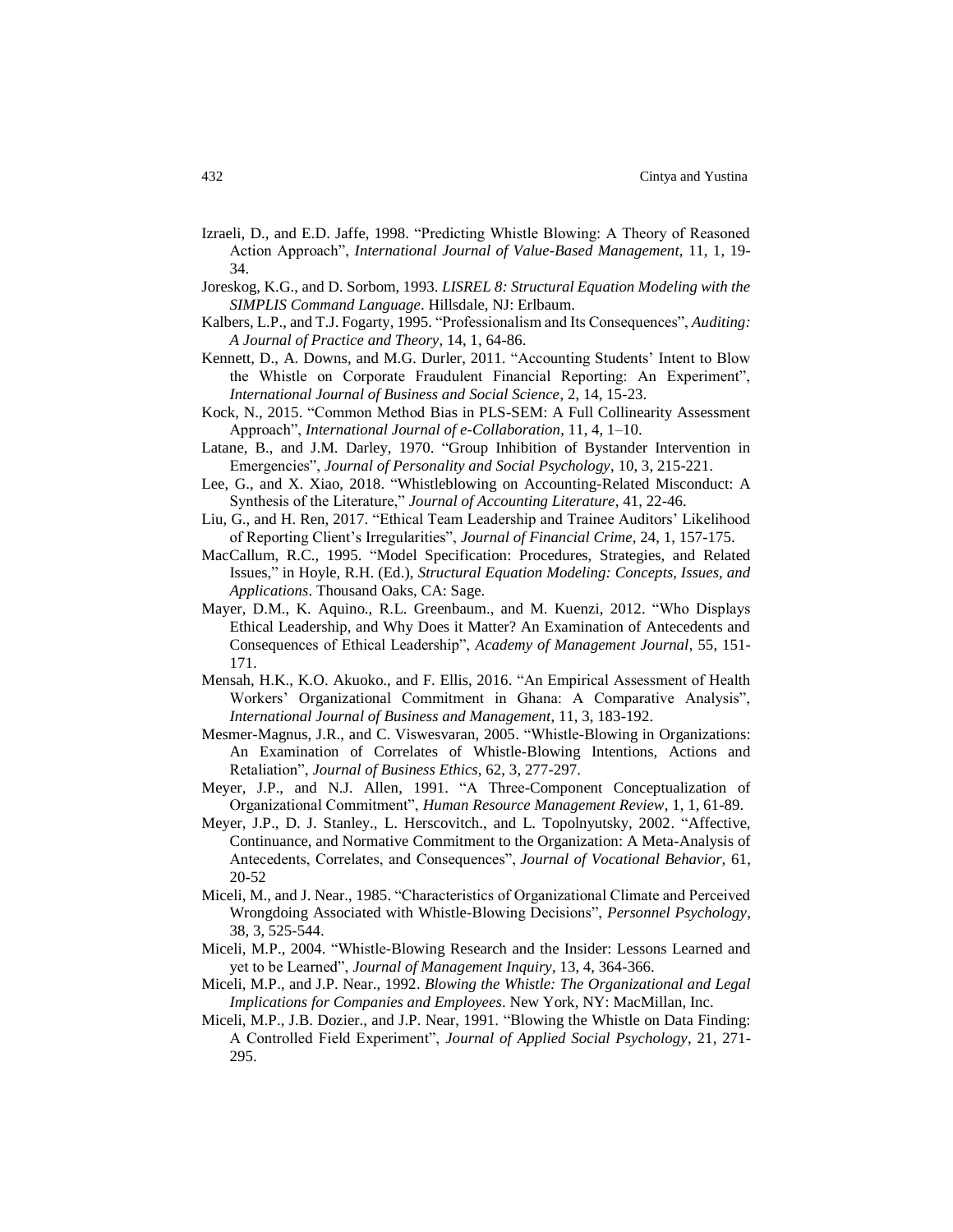Izraeli, D., and E.D. Jaffe, 1998. "Predicting Whistle Blowing: A Theory of Reasoned Action Approach", *International Journal of Value-Based Management*, 11, 1, 19-34.

Joreskog, K.G., and D. Sorbom, 1993. *LISREL 8: Structural Equation Modeling with the SIMPLIS Command Language*. Hillsdale, NJ: Erlbaum.

Kalbers, L.P., and T.J. Fogarty, 1995. "Professionalism and Its Consequences", *Auditing: A Journal of Practice and Theory*, 14, 1, 64-86.

Kennett, D., A. Downs, and M.G. Durler, 2011. "Accounting Students' Intent to Blow the Whistle on Corporate Fraudulent Financial Reporting: An Experiment", *International Journal of Business and Social Science*, 2, 14, 15-23.

Kock, N., 2015. "Common Method Bias in PLS-SEM: A Full Collinearity Assessment Approach", *International Journal of e-Collaboration*, 11, 4, 1–10.

Latane, B., and J.M. Darley, 1970. "Group Inhibition of Bystander Intervention in Emergencies", *Journal of Personality and Social Psychology*, 10, 3, 215-221.

Lee, G., and X. Xiao, 2018. "Whistleblowing on Accounting-Related Misconduct: A Synthesis of the Literature," *Journal of Accounting Literature*, 41, 22-46.

Liu, G., and H. Ren, 2017. "Ethical Team Leadership and Trainee Auditors' Likelihood of Reporting Client's Irregularities", *Journal of Financial Crime*, 24, 1, 157-175.

MacCallum, R.C., 1995. "Model Specification: Procedures, Strategies, and Related Issues," in Hoyle, R.H. (Ed.), *Structural Equation Modeling: Concepts, Issues, and Applications*. Thousand Oaks, CA: Sage.

Mayer, D.M., K. Aquino., R.L. Greenbaum., and M. Kuenzi, 2012. "Who Displays Ethical Leadership, and Why Does it Matter? An Examination of Antecedents and Consequences of Ethical Leadership", *Academy of Management Journal*, 55, 151-171.

Mensah, H.K., K.O. Akuoko., and F. Ellis, 2016. "An Empirical Assessment of Health Workers' Organizational Commitment in Ghana: A Comparative Analysis", *International Journal of Business and Management*, 11, 3, 183-192.

Mesmer-Magnus, J.R., and C. Viswesvaran, 2005. "Whistle-Blowing in Organizations: An Examination of Correlates of Whistle-Blowing Intentions, Actions and Retaliation", *Journal of Business Ethics*, 62, 3, 277-297.

Meyer, J.P., and N.J. Allen, 1991. "A Three-Component Conceptualization of Organizational Commitment", *Human Resource Management Review*, 1, 1, 61-89.

Meyer, J.P., D. J. Stanley., L. Herscovitch., and L. Topolnyutsky, 2002. "Affective, Continuance, and Normative Commitment to the Organization: A Meta-Analysis of Antecedents, Correlates, and Consequences", *Journal of Vocational Behavior,* 61, 20-52

Miceli, M., and J. Near., 1985. "Characteristics of Organizational Climate and Perceived Wrongdoing Associated with Whistle-Blowing Decisions", *Personnel Psychology*, 38, 3, 525-544.

Miceli, M.P., 2004. "Whistle-Blowing Research and the Insider: Lessons Learned and yet to be Learned", *Journal of Management Inquiry*, 13, 4, 364-366.

Miceli, M.P., and J.P. Near., 1992. *Blowing the Whistle: The Organizational and Legal Implications for Companies and Employees*. New York, NY: MacMillan, Inc.

Miceli, M.P., J.B. Dozier., and J.P. Near, 1991. "Blowing the Whistle on Data Finding: A Controlled Field Experiment", *Journal of Applied Social Psychology*, 21, 271-295.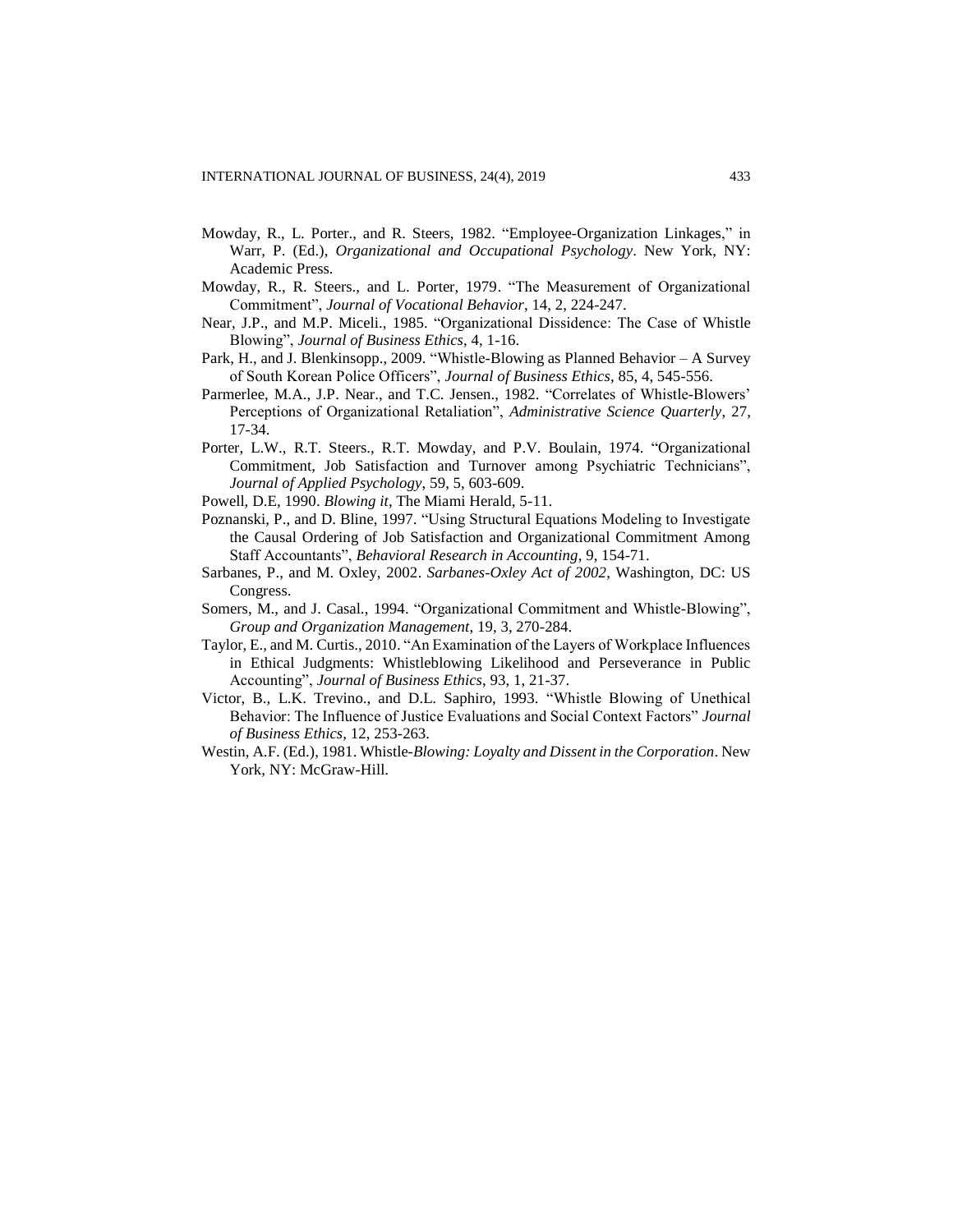Mowday, R., L. Porter., and R. Steers, 1982. "Employee-Organization Linkages," in Warr, P. (Ed.), *Organizational and Occupational Psychology*. New York, NY: Academic Press.

Mowday, R., R. Steers., and L. Porter, 1979. "The Measurement of Organizational Commitment", *Journal of Vocational Behavior*, 14, 2, 224-247.

Near, J.P., and M.P. Miceli., 1985. "Organizational Dissidence: The Case of Whistle Blowing", *Journal of Business Ethics*, 4, 1-16.

Park, H., and J. Blenkinsopp., 2009. "Whistle-Blowing as Planned Behavior – A Survey of South Korean Police Officers", *Journal of Business Ethics*, 85, 4, 545-556.

Parmerlee, M.A., J.P. Near., and T.C. Jensen., 1982. "Correlates of Whistle-Blowers' Perceptions of Organizational Retaliation", *Administrative Science Quarterly*, 27, 17-34.

Porter, L.W., R.T. Steers., R.T. Mowday, and P.V. Boulain, 1974. "Organizational Commitment, Job Satisfaction and Turnover among Psychiatric Technicians", *Journal of Applied Psychology*, 59, 5, 603-609.

Powell, D.E, 1990. *Blowing it*, The Miami Herald, 5-11.

Poznanski, P., and D. Bline, 1997. "Using Structural Equations Modeling to Investigate the Causal Ordering of Job Satisfaction and Organizational Commitment Among Staff Accountants", *Behavioral Research in Accounting*, 9, 154-71.

Sarbanes, P., and M. Oxley, 2002. *Sarbanes-Oxley Act of 2002*, Washington, DC: US Congress.

Somers, M., and J. Casal., 1994. "Organizational Commitment and Whistle-Blowing", *Group and Organization Management*, 19, 3, 270-284.

Taylor, E., and M. Curtis., 2010. "An Examination of the Layers of Workplace Influences in Ethical Judgments: Whistleblowing Likelihood and Perseverance in Public Accounting", *Journal of Business Ethics*, 93, 1, 21-37.

Victor, B., L.K. Trevino., and D.L. Saphiro, 1993. "Whistle Blowing of Unethical Behavior: The Influence of Justice Evaluations and Social Context Factors" *Journal of Business Ethics*, 12, 253-263.

Westin, A.F. (Ed.), 1981. Whistle-*Blowing: Loyalty and Dissent in the Corporation*. New York, NY: McGraw-Hill.